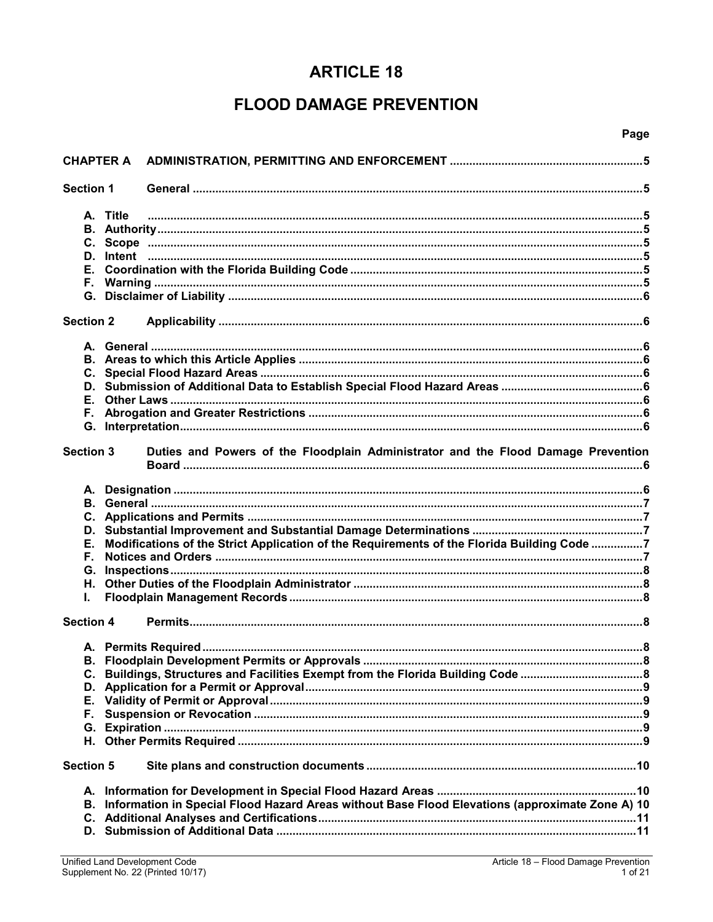# ARTICLE 18

# FLOOD DAMAGE PREVENTION

| | | Page |
|---|---|---|
| **CHAPTER A** | **ADMINISTRATION, PERMITTING AND ENFORCEMENT** | **5** |
| **Section 1** | **General** | **5** |
| | **A. Title** | **5** |
| | **B. Authority** | **5** |
| | **C. Scope** | **5** |
| | **D. Intent** | **5** |
| | **E. Coordination with the Florida Building Code** | **5** |
| | **F. Warning** | **5** |
| | **G. Disclaimer of Liability** | **6** |
| **Section 2** | **Applicability** | **6** |
| | **A. General** | **6** |
| | **B. Areas to which this Article Applies** | **6** |
| | **C. Special Flood Hazard Areas** | **6** |
| | **D. Submission of Additional Data to Establish Special Flood Hazard Areas** | **6** |
| | **E. Other Laws** | **6** |
| | **F. Abrogation and Greater Restrictions** | **6** |
| | **G. Interpretation** | **6** |
| **Section 3** | **Duties and Powers of the Floodplain Administrator and the Flood Damage Prevention Board** | **6** |
| | **A. Designation** | **6** |
| | **B. General** | **7** |
| | **C. Applications and Permits** | **7** |
| | **D. Substantial Improvement and Substantial Damage Determinations** | **7** |
| | **E. Modifications of the Strict Application of the Requirements of the Florida Building Code** | **7** |
| | **F. Notices and Orders** | **7** |
| | **G. Inspections** | **8** |
| | **H. Other Duties of the Floodplain Administrator** | **8** |
| | **I. Floodplain Management Records** | **8** |
| **Section 4** | **Permits** | **8** |
| | **A. Permits Required** | **8** |
| | **B. Floodplain Development Permits or Approvals** | **8** |
| | **C. Buildings, Structures and Facilities Exempt from the Florida Building Code** | **8** |
| | **D. Application for a Permit or Approval** | **9** |
| | **E. Validity of Permit or Approval** | **9** |
| | **F. Suspension or Revocation** | **9** |
| | **G. Expiration** | **9** |
| | **H. Other Permits Required** | **9** |
| **Section 5** | **Site plans and construction documents** | **10** |
| | **A. Information for Development in Special Flood Hazard Areas** | **10** |
| | **B. Information in Special Flood Hazard Areas without Base Flood Elevations (approximate Zone A)** | **10** |
| | **C. Additional Analyses and Certifications** | **11** |
| | **D. Submission of Additional Data** | **11** |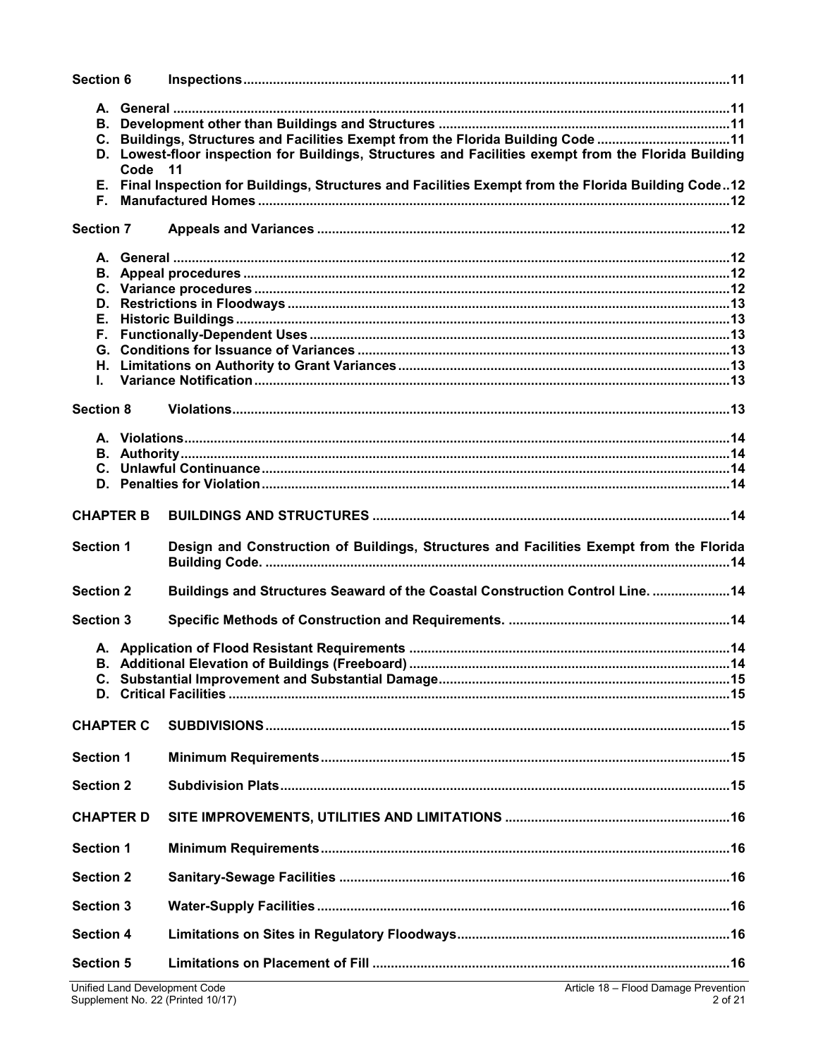**Section 6 Inspections** ....... 11

- **A. General** ....... 11
- **B. Development other than Buildings and Structures** ....... 11
- **C. Buildings, Structures and Facilities Exempt from the Florida Building Code** ....... 11
- **D. Lowest-floor inspection for Buildings, Structures and Facilities exempt from the Florida Building Code** 11
- **E. Final Inspection for Buildings, Structures and Facilities Exempt from the Florida Building Code** .. 12
- **F. Manufactured Homes** ....... 12

**Section 7 Appeals and Variances** ....... 12

- **A. General** ....... 12
- **B. Appeal procedures** ....... 12
- **C. Variance procedures** ....... 12
- **D. Restrictions in Floodways** ....... 13
- **E. Historic Buildings** ....... 13
- **F. Functionally-Dependent Uses** ....... 13
- **G. Conditions for Issuance of Variances** ....... 13
- **H. Limitations on Authority to Grant Variances** ....... 13
- **I. Variance Notification** ....... 13

**Section 8 Violations** ....... 13

- **A. Violations** ....... 14
- **B. Authority** ....... 14
- **C. Unlawful Continuance** ....... 14
- **D. Penalties for Violation** ....... 14

**CHAPTER B BUILDINGS AND STRUCTURES** ....... 14

**Section 1 Design and Construction of Buildings, Structures and Facilities Exempt from the Florida Building Code.** ....... 14

**Section 2 Buildings and Structures Seaward of the Coastal Construction Control Line.** ....... 14

**Section 3 Specific Methods of Construction and Requirements.** ....... 14

- **A. Application of Flood Resistant Requirements** ....... 14
- **B. Additional Elevation of Buildings (Freeboard)** ....... 14
- **C. Substantial Improvement and Substantial Damage** ....... 15
- **D. Critical Facilities** ....... 15

**CHAPTER C SUBDIVISIONS** ....... 15

**Section 1 Minimum Requirements** ....... 15

**Section 2 Subdivision Plats** ....... 15

**CHAPTER D SITE IMPROVEMENTS, UTILITIES AND LIMITATIONS** ....... 16

**Section 1 Minimum Requirements** ....... 16

**Section 2 Sanitary-Sewage Facilities** ....... 16

**Section 3 Water-Supply Facilities** ....... 16

**Section 4 Limitations on Sites in Regulatory Floodways** ....... 16

**Section 5 Limitations on Placement of Fill** ....... 16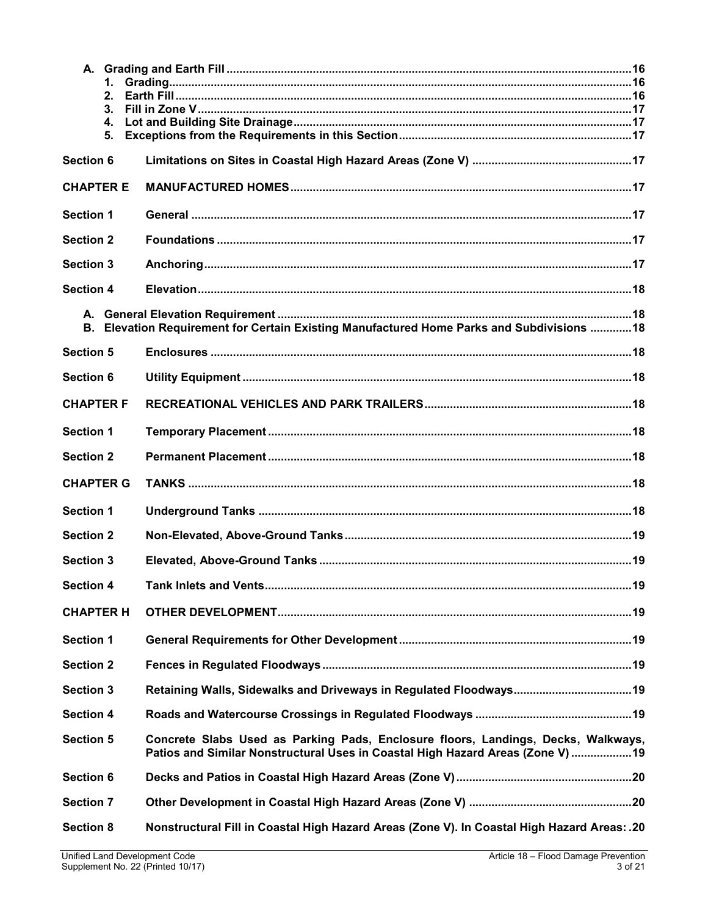A. Grading and Earth Fill ....................................................................................................................16
   1. Grading.....................................................................................................................................16
   2. Earth Fill...................................................................................................................................16
   3. Fill in Zone V............................................................................................................................17
   4. Lot and Building Site Drainage..............................................................................................17
   5. Exceptions from the Requirements in this Section...............................................................17

**Section 6** Limitations on Sites in Coastal High Hazard Areas (Zone V) .................................................17

**CHAPTER E** MANUFACTURED HOMES.........................................................................................................17

**Section 1** General .............................................................................................................................17

**Section 2** Foundations .......................................................................................................................17

**Section 3** Anchoring...........................................................................................................................17

**Section 4** Elevation.............................................................................................................................18

A. General Elevation Requirement ...............................................................................................18
B. Elevation Requirement for Certain Existing Manufactured Home Parks and Subdivisions .............18

**Section 5** Enclosures ..........................................................................................................................18

**Section 6** Utility Equipment ................................................................................................................18

**CHAPTER F** RECREATIONAL VEHICLES AND PARK TRAILERS.......................................................................18

**Section 1** Temporary Placement .........................................................................................................18

**Section 2** Permanent Placement ..........................................................................................................18

**CHAPTER G** TANKS ...........................................................................................................................18

**Section 1** Underground Tanks .............................................................................................................18

**Section 2** Non-Elevated, Above-Ground Tanks.....................................................................................19

**Section 3** Elevated, Above-Ground Tanks ............................................................................................19

**Section 4** Tank Inlets and Vents...........................................................................................................19

**CHAPTER H** OTHER DEVELOPMENT...................................................................................................19

**Section 1** General Requirements for Other Development ....................................................................19

**Section 2** Fences in Regulated Floodways ...........................................................................................19

**Section 3** Retaining Walls, Sidewalks and Driveways in Regulated Floodways.......................................19

**Section 4** Roads and Watercourse Crossings in Regulated Floodways ..................................................19

**Section 5** Concrete Slabs Used as Parking Pads, Enclosure floors, Landings, Decks, Walkways, Patios and Similar Nonstructural Uses in Coastal High Hazard Areas (Zone V) ...................19

**Section 6** Decks and Patios in Coastal High Hazard Areas (Zone V).......................................................20

**Section 7** Other Development in Coastal High Hazard Areas (Zone V) ...................................................20

**Section 8** Nonstructural Fill in Coastal High Hazard Areas (Zone V). In Coastal High Hazard Areas: .20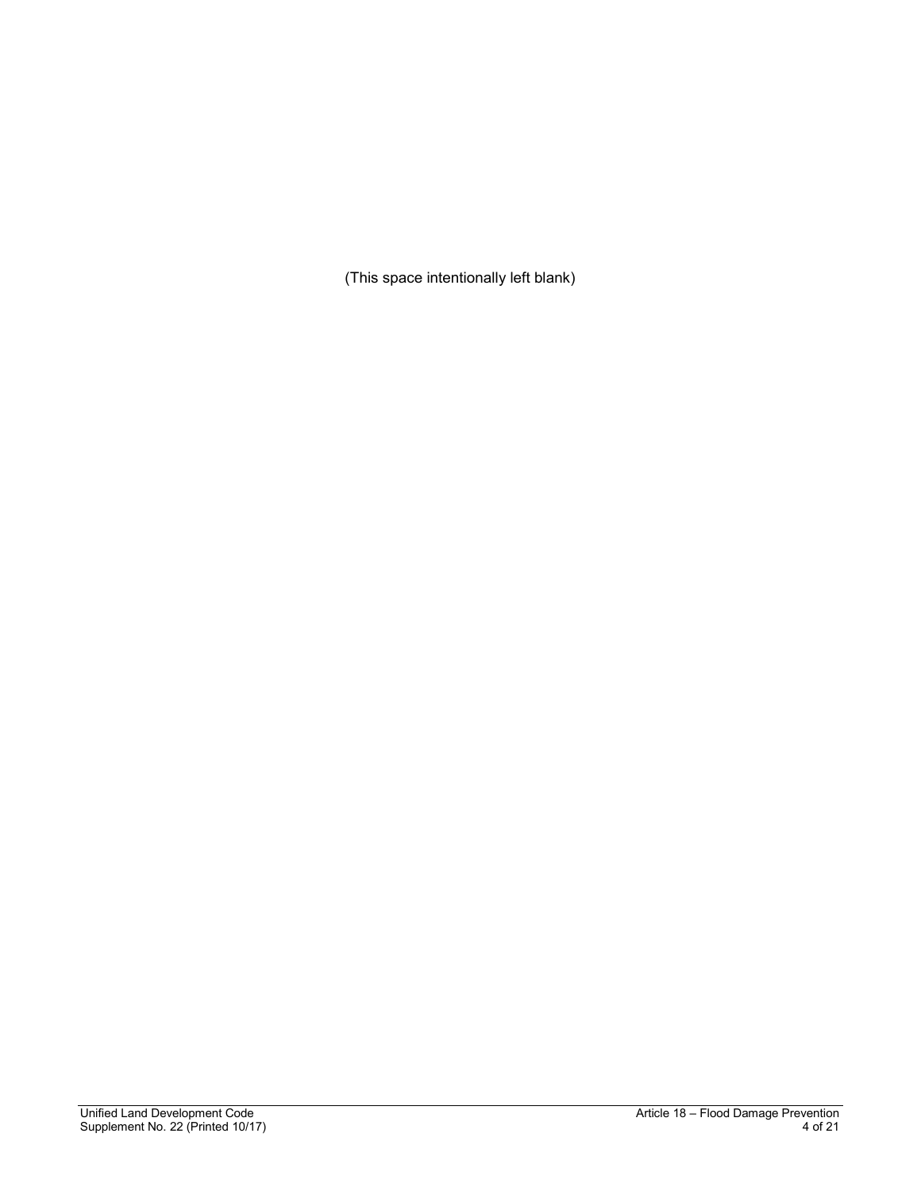(This space intentionally left blank)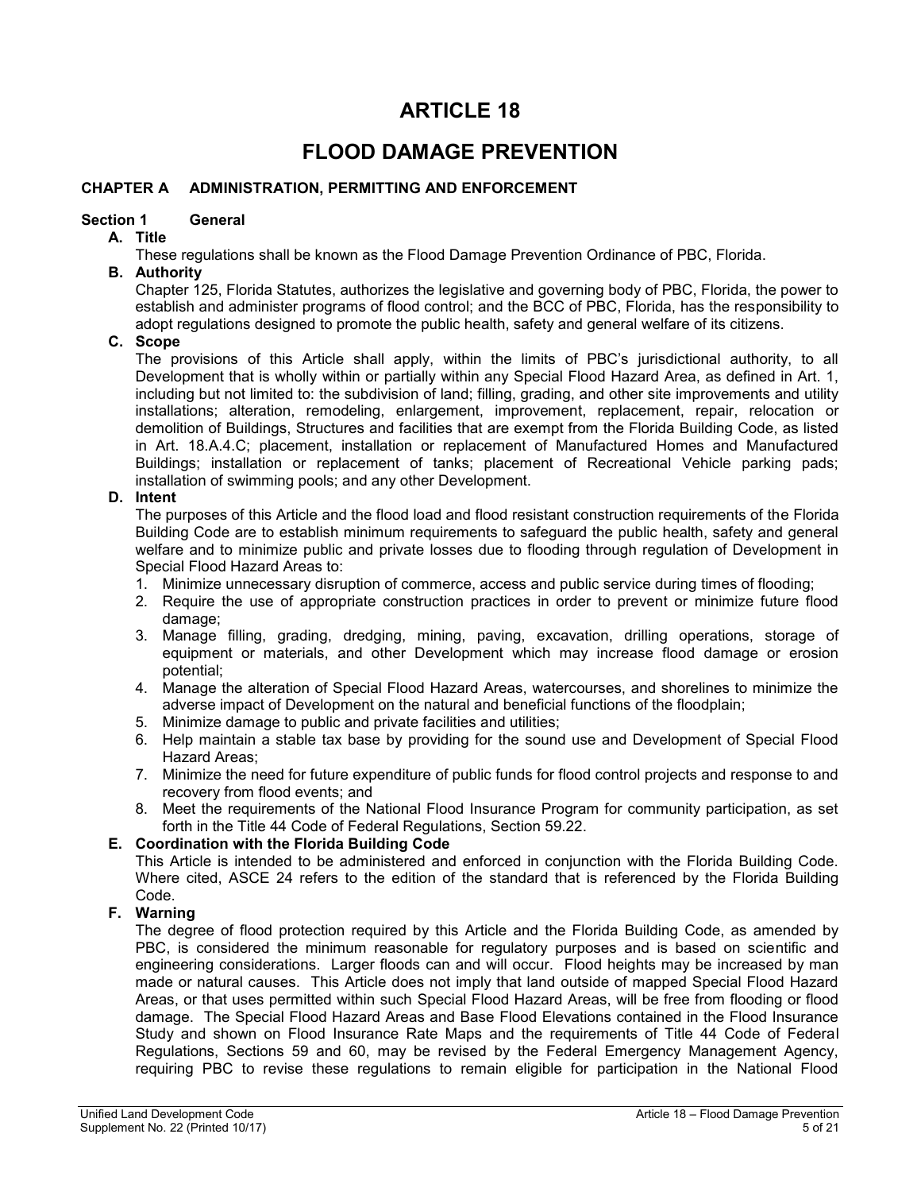# ARTICLE 18

# FLOOD DAMAGE PREVENTION

## CHAPTER A ADMINISTRATION, PERMITTING AND ENFORCEMENT

### Section 1 General

**A. Title**

These regulations shall be known as the Flood Damage Prevention Ordinance of PBC, Florida.

**B. Authority**

Chapter 125, Florida Statutes, authorizes the legislative and governing body of PBC, Florida, the power to establish and administer programs of flood control; and the BCC of PBC, Florida, has the responsibility to adopt regulations designed to promote the public health, safety and general welfare of its citizens.

**C. Scope**

The provisions of this Article shall apply, within the limits of PBC's jurisdictional authority, to all Development that is wholly within or partially within any Special Flood Hazard Area, as defined in Art. 1, including but not limited to: the subdivision of land; filling, grading, and other site improvements and utility installations; alteration, remodeling, enlargement, improvement, replacement, repair, relocation or demolition of Buildings, Structures and facilities that are exempt from the Florida Building Code, as listed in Art. 18.A.4.C; placement, installation or replacement of Manufactured Homes and Manufactured Buildings; installation or replacement of tanks; placement of Recreational Vehicle parking pads; installation of swimming pools; and any other Development.

**D. Intent**

The purposes of this Article and the flood load and flood resistant construction requirements of the Florida Building Code are to establish minimum requirements to safeguard the public health, safety and general welfare and to minimize public and private losses due to flooding through regulation of Development in Special Flood Hazard Areas to:

1. Minimize unnecessary disruption of commerce, access and public service during times of flooding;
2. Require the use of appropriate construction practices in order to prevent or minimize future flood damage;
3. Manage filling, grading, dredging, mining, paving, excavation, drilling operations, storage of equipment or materials, and other Development which may increase flood damage or erosion potential;
4. Manage the alteration of Special Flood Hazard Areas, watercourses, and shorelines to minimize the adverse impact of Development on the natural and beneficial functions of the floodplain;
5. Minimize damage to public and private facilities and utilities;
6. Help maintain a stable tax base by providing for the sound use and Development of Special Flood Hazard Areas;
7. Minimize the need for future expenditure of public funds for flood control projects and response to and recovery from flood events; and
8. Meet the requirements of the National Flood Insurance Program for community participation, as set forth in the Title 44 Code of Federal Regulations, Section 59.22.

**E. Coordination with the Florida Building Code**

This Article is intended to be administered and enforced in conjunction with the Florida Building Code. Where cited, ASCE 24 refers to the edition of the standard that is referenced by the Florida Building Code.

**F. Warning**

The degree of flood protection required by this Article and the Florida Building Code, as amended by PBC, is considered the minimum reasonable for regulatory purposes and is based on scientific and engineering considerations. Larger floods can and will occur. Flood heights may be increased by man made or natural causes. This Article does not imply that land outside of mapped Special Flood Hazard Areas, or that uses permitted within such Special Flood Hazard Areas, will be free from flooding or flood damage. The Special Flood Hazard Areas and Base Flood Elevations contained in the Flood Insurance Study and shown on Flood Insurance Rate Maps and the requirements of Title 44 Code of Federal Regulations, Sections 59 and 60, may be revised by the Federal Emergency Management Agency, requiring PBC to revise these regulations to remain eligible for participation in the National Flood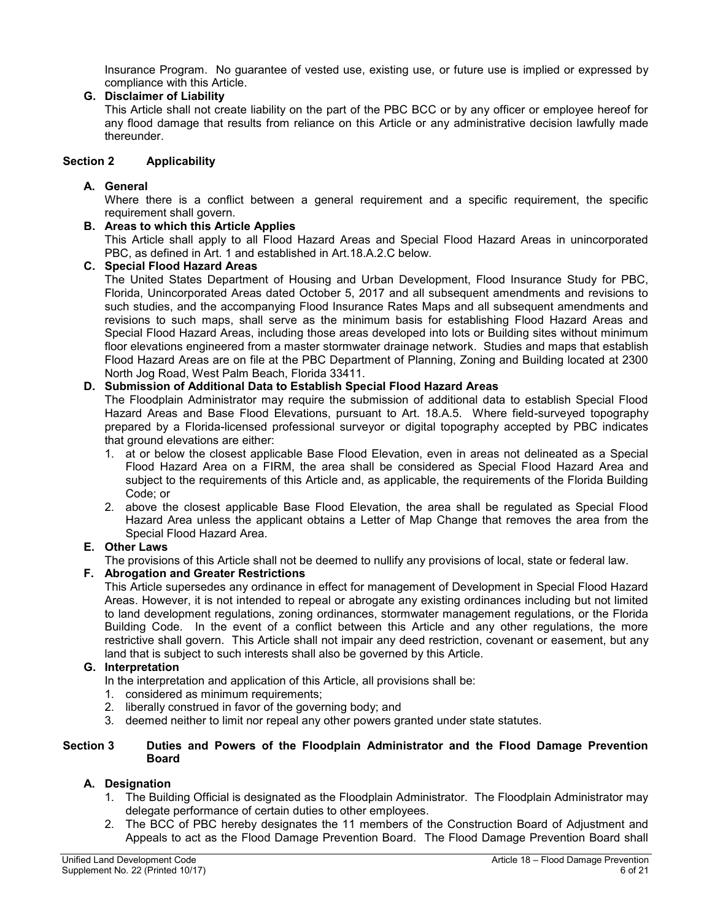Insurance Program. No guarantee of vested use, existing use, or future use is implied or expressed by compliance with this Article.

**G. Disclaimer of Liability**

This Article shall not create liability on the part of the PBC BCC or by any officer or employee hereof for any flood damage that results from reliance on this Article or any administrative decision lawfully made thereunder.

## Section 2 Applicability

**A. General**

Where there is a conflict between a general requirement and a specific requirement, the specific requirement shall govern.

**B. Areas to which this Article Applies**

This Article shall apply to all Flood Hazard Areas and Special Flood Hazard Areas in unincorporated PBC, as defined in Art. 1 and established in Art.18.A.2.C below.

**C. Special Flood Hazard Areas**

The United States Department of Housing and Urban Development, Flood Insurance Study for PBC, Florida, Unincorporated Areas dated October 5, 2017 and all subsequent amendments and revisions to such studies, and the accompanying Flood Insurance Rates Maps and all subsequent amendments and revisions to such maps, shall serve as the minimum basis for establishing Flood Hazard Areas and Special Flood Hazard Areas, including those areas developed into lots or Building sites without minimum floor elevations engineered from a master stormwater drainage network. Studies and maps that establish Flood Hazard Areas are on file at the PBC Department of Planning, Zoning and Building located at 2300 North Jog Road, West Palm Beach, Florida 33411.

**D. Submission of Additional Data to Establish Special Flood Hazard Areas**

The Floodplain Administrator may require the submission of additional data to establish Special Flood Hazard Areas and Base Flood Elevations, pursuant to Art. 18.A.5. Where field-surveyed topography prepared by a Florida-licensed professional surveyor or digital topography accepted by PBC indicates that ground elevations are either:

1. at or below the closest applicable Base Flood Elevation, even in areas not delineated as a Special Flood Hazard Area on a FIRM, the area shall be considered as Special Flood Hazard Area and subject to the requirements of this Article and, as applicable, the requirements of the Florida Building Code; or
2. above the closest applicable Base Flood Elevation, the area shall be regulated as Special Flood Hazard Area unless the applicant obtains a Letter of Map Change that removes the area from the Special Flood Hazard Area.

**E. Other Laws**

The provisions of this Article shall not be deemed to nullify any provisions of local, state or federal law.

**F. Abrogation and Greater Restrictions**

This Article supersedes any ordinance in effect for management of Development in Special Flood Hazard Areas. However, it is not intended to repeal or abrogate any existing ordinances including but not limited to land development regulations, zoning ordinances, stormwater management regulations, or the Florida Building Code. In the event of a conflict between this Article and any other regulations, the more restrictive shall govern. This Article shall not impair any deed restriction, covenant or easement, but any land that is subject to such interests shall also be governed by this Article.

**G. Interpretation**

In the interpretation and application of this Article, all provisions shall be:

1. considered as minimum requirements;
2. liberally construed in favor of the governing body; and
3. deemed neither to limit nor repeal any other powers granted under state statutes.

## Section 3 Duties and Powers of the Floodplain Administrator and the Flood Damage Prevention Board

**A. Designation**

1. The Building Official is designated as the Floodplain Administrator. The Floodplain Administrator may delegate performance of certain duties to other employees.
2. The BCC of PBC hereby designates the 11 members of the Construction Board of Adjustment and Appeals to act as the Flood Damage Prevention Board. The Flood Damage Prevention Board shall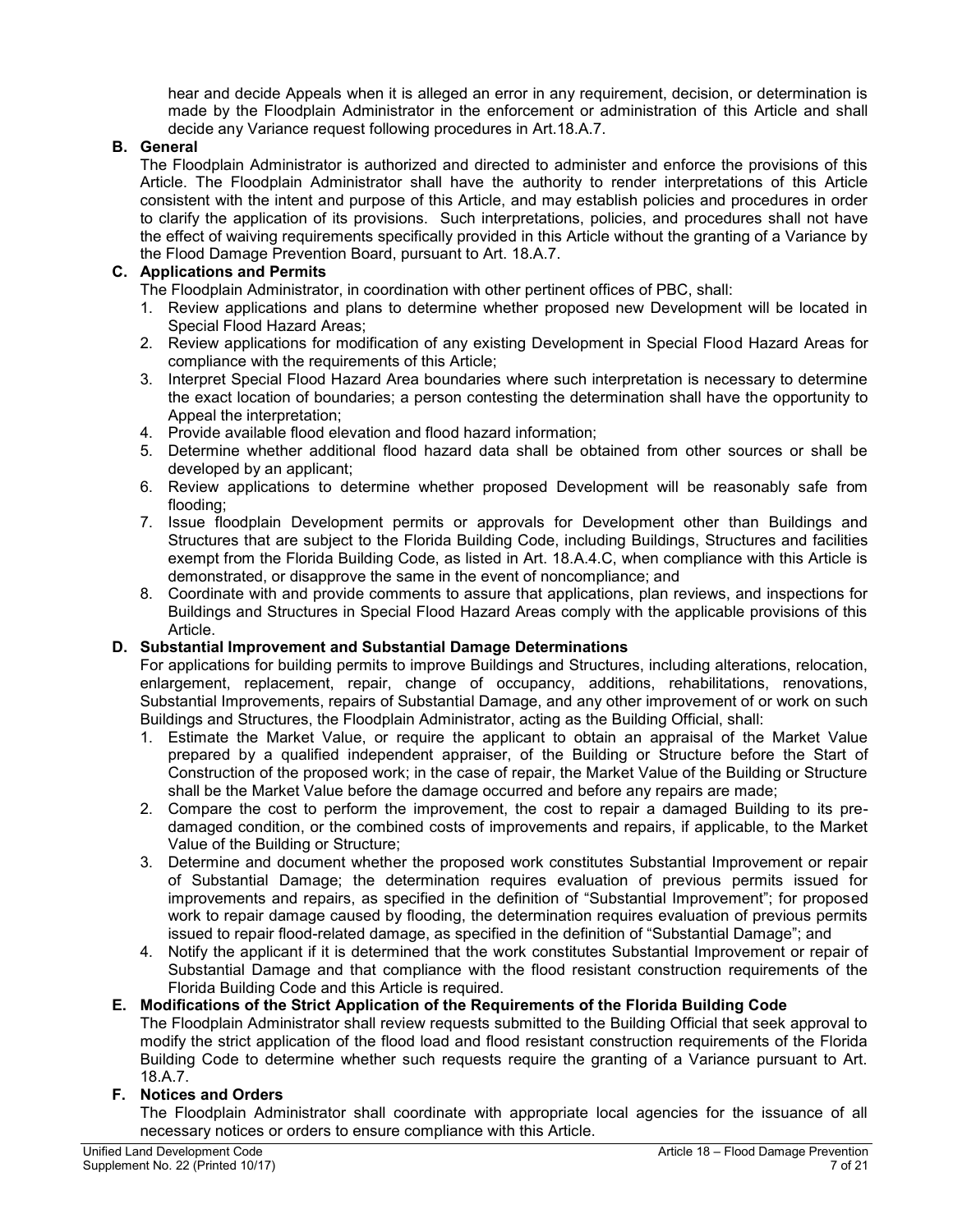hear and decide Appeals when it is alleged an error in any requirement, decision, or determination is made by the Floodplain Administrator in the enforcement or administration of this Article and shall decide any Variance request following procedures in Art.18.A.7.

**B. General**

The Floodplain Administrator is authorized and directed to administer and enforce the provisions of this Article. The Floodplain Administrator shall have the authority to render interpretations of this Article consistent with the intent and purpose of this Article, and may establish policies and procedures in order to clarify the application of its provisions. Such interpretations, policies, and procedures shall not have the effect of waiving requirements specifically provided in this Article without the granting of a Variance by the Flood Damage Prevention Board, pursuant to Art. 18.A.7.

**C. Applications and Permits**

The Floodplain Administrator, in coordination with other pertinent offices of PBC, shall:

1. Review applications and plans to determine whether proposed new Development will be located in Special Flood Hazard Areas;
2. Review applications for modification of any existing Development in Special Flood Hazard Areas for compliance with the requirements of this Article;
3. Interpret Special Flood Hazard Area boundaries where such interpretation is necessary to determine the exact location of boundaries; a person contesting the determination shall have the opportunity to Appeal the interpretation;
4. Provide available flood elevation and flood hazard information;
5. Determine whether additional flood hazard data shall be obtained from other sources or shall be developed by an applicant;
6. Review applications to determine whether proposed Development will be reasonably safe from flooding;
7. Issue floodplain Development permits or approvals for Development other than Buildings and Structures that are subject to the Florida Building Code, including Buildings, Structures and facilities exempt from the Florida Building Code, as listed in Art. 18.A.4.C, when compliance with this Article is demonstrated, or disapprove the same in the event of noncompliance; and
8. Coordinate with and provide comments to assure that applications, plan reviews, and inspections for Buildings and Structures in Special Flood Hazard Areas comply with the applicable provisions of this Article.

**D. Substantial Improvement and Substantial Damage Determinations**

For applications for building permits to improve Buildings and Structures, including alterations, relocation, enlargement, replacement, repair, change of occupancy, additions, rehabilitations, renovations, Substantial Improvements, repairs of Substantial Damage, and any other improvement of or work on such Buildings and Structures, the Floodplain Administrator, acting as the Building Official, shall:

1. Estimate the Market Value, or require the applicant to obtain an appraisal of the Market Value prepared by a qualified independent appraiser, of the Building or Structure before the Start of Construction of the proposed work; in the case of repair, the Market Value of the Building or Structure shall be the Market Value before the damage occurred and before any repairs are made;
2. Compare the cost to perform the improvement, the cost to repair a damaged Building to its pre-damaged condition, or the combined costs of improvements and repairs, if applicable, to the Market Value of the Building or Structure;
3. Determine and document whether the proposed work constitutes Substantial Improvement or repair of Substantial Damage; the determination requires evaluation of previous permits issued for improvements and repairs, as specified in the definition of "Substantial Improvement"; for proposed work to repair damage caused by flooding, the determination requires evaluation of previous permits issued to repair flood-related damage, as specified in the definition of "Substantial Damage"; and
4. Notify the applicant if it is determined that the work constitutes Substantial Improvement or repair of Substantial Damage and that compliance with the flood resistant construction requirements of the Florida Building Code and this Article is required.

**E. Modifications of the Strict Application of the Requirements of the Florida Building Code**

The Floodplain Administrator shall review requests submitted to the Building Official that seek approval to modify the strict application of the flood load and flood resistant construction requirements of the Florida Building Code to determine whether such requests require the granting of a Variance pursuant to Art. 18.A.7.

**F. Notices and Orders**

The Floodplain Administrator shall coordinate with appropriate local agencies for the issuance of all necessary notices or orders to ensure compliance with this Article.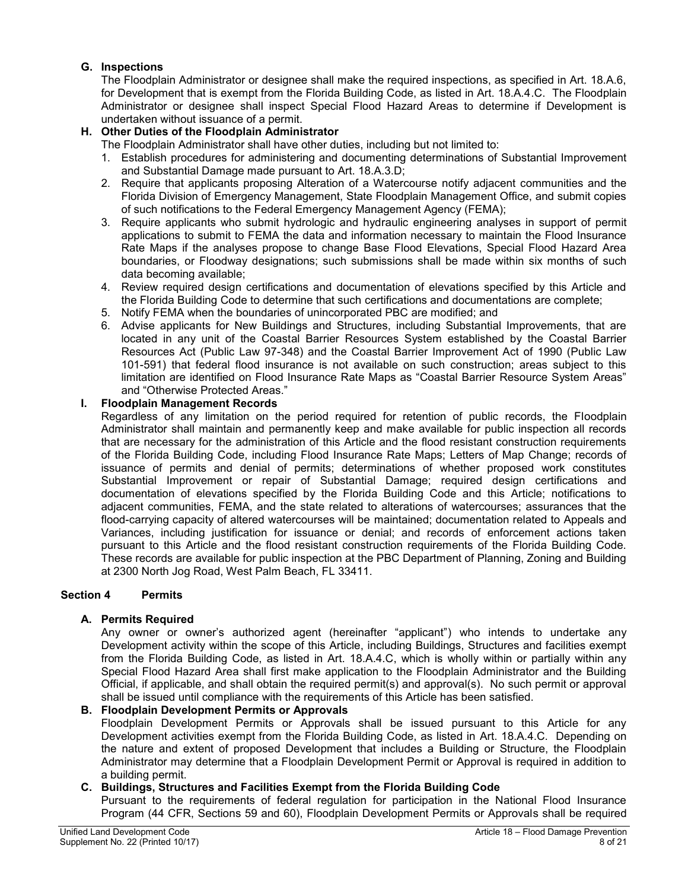**G. Inspections**

The Floodplain Administrator or designee shall make the required inspections, as specified in Art. 18.A.6, for Development that is exempt from the Florida Building Code, as listed in Art. 18.A.4.C. The Floodplain Administrator or designee shall inspect Special Flood Hazard Areas to determine if Development is undertaken without issuance of a permit.

**H. Other Duties of the Floodplain Administrator**

The Floodplain Administrator shall have other duties, including but not limited to:

1. Establish procedures for administering and documenting determinations of Substantial Improvement and Substantial Damage made pursuant to Art. 18.A.3.D;
2. Require that applicants proposing Alteration of a Watercourse notify adjacent communities and the Florida Division of Emergency Management, State Floodplain Management Office, and submit copies of such notifications to the Federal Emergency Management Agency (FEMA);
3. Require applicants who submit hydrologic and hydraulic engineering analyses in support of permit applications to submit to FEMA the data and information necessary to maintain the Flood Insurance Rate Maps if the analyses propose to change Base Flood Elevations, Special Flood Hazard Area boundaries, or Floodway designations; such submissions shall be made within six months of such data becoming available;
4. Review required design certifications and documentation of elevations specified by this Article and the Florida Building Code to determine that such certifications and documentations are complete;
5. Notify FEMA when the boundaries of unincorporated PBC are modified; and
6. Advise applicants for New Buildings and Structures, including Substantial Improvements, that are located in any unit of the Coastal Barrier Resources System established by the Coastal Barrier Resources Act (Public Law 97-348) and the Coastal Barrier Improvement Act of 1990 (Public Law 101-591) that federal flood insurance is not available on such construction; areas subject to this limitation are identified on Flood Insurance Rate Maps as "Coastal Barrier Resource System Areas" and "Otherwise Protected Areas."

**I. Floodplain Management Records**

Regardless of any limitation on the period required for retention of public records, the Floodplain Administrator shall maintain and permanently keep and make available for public inspection all records that are necessary for the administration of this Article and the flood resistant construction requirements of the Florida Building Code, including Flood Insurance Rate Maps; Letters of Map Change; records of issuance of permits and denial of permits; determinations of whether proposed work constitutes Substantial Improvement or repair of Substantial Damage; required design certifications and documentation of elevations specified by the Florida Building Code and this Article; notifications to adjacent communities, FEMA, and the state related to alterations of watercourses; assurances that the flood-carrying capacity of altered watercourses will be maintained; documentation related to Appeals and Variances, including justification for issuance or denial; and records of enforcement actions taken pursuant to this Article and the flood resistant construction requirements of the Florida Building Code. These records are available for public inspection at the PBC Department of Planning, Zoning and Building at 2300 North Jog Road, West Palm Beach, FL 33411.

## Section 4 Permits

**A. Permits Required**

Any owner or owner's authorized agent (hereinafter "applicant") who intends to undertake any Development activity within the scope of this Article, including Buildings, Structures and facilities exempt from the Florida Building Code, as listed in Art. 18.A.4.C, which is wholly within or partially within any Special Flood Hazard Area shall first make application to the Floodplain Administrator and the Building Official, if applicable, and shall obtain the required permit(s) and approval(s). No such permit or approval shall be issued until compliance with the requirements of this Article has been satisfied.

**B. Floodplain Development Permits or Approvals**

Floodplain Development Permits or Approvals shall be issued pursuant to this Article for any Development activities exempt from the Florida Building Code, as listed in Art. 18.A.4.C. Depending on the nature and extent of proposed Development that includes a Building or Structure, the Floodplain Administrator may determine that a Floodplain Development Permit or Approval is required in addition to a building permit.

**C. Buildings, Structures and Facilities Exempt from the Florida Building Code**

Pursuant to the requirements of federal regulation for participation in the National Flood Insurance Program (44 CFR, Sections 59 and 60), Floodplain Development Permits or Approvals shall be required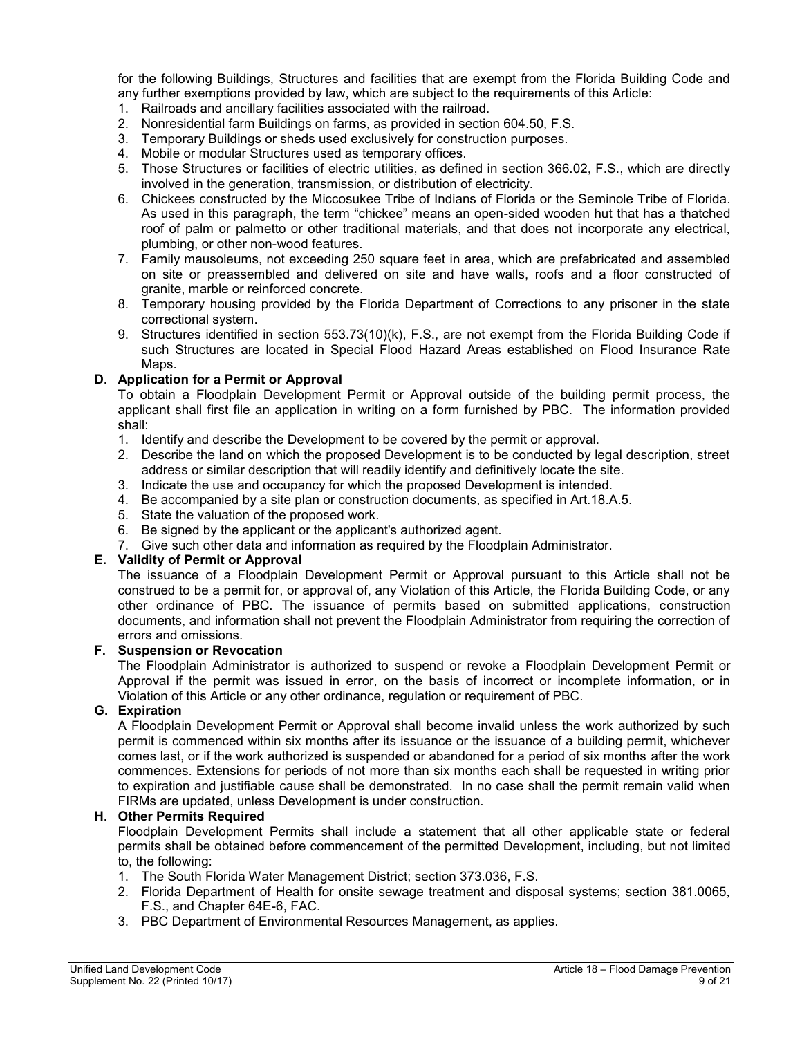for the following Buildings, Structures and facilities that are exempt from the Florida Building Code and any further exemptions provided by law, which are subject to the requirements of this Article:

1. Railroads and ancillary facilities associated with the railroad.
2. Nonresidential farm Buildings on farms, as provided in section 604.50, F.S.
3. Temporary Buildings or sheds used exclusively for construction purposes.
4. Mobile or modular Structures used as temporary offices.
5. Those Structures or facilities of electric utilities, as defined in section 366.02, F.S., which are directly involved in the generation, transmission, or distribution of electricity.
6. Chickees constructed by the Miccosukee Tribe of Indians of Florida or the Seminole Tribe of Florida. As used in this paragraph, the term "chickee" means an open-sided wooden hut that has a thatched roof of palm or palmetto or other traditional materials, and that does not incorporate any electrical, plumbing, or other non-wood features.
7. Family mausoleums, not exceeding 250 square feet in area, which are prefabricated and assembled on site or preassembled and delivered on site and have walls, roofs and a floor constructed of granite, marble or reinforced concrete.
8. Temporary housing provided by the Florida Department of Corrections to any prisoner in the state correctional system.
9. Structures identified in section 553.73(10)(k), F.S., are not exempt from the Florida Building Code if such Structures are located in Special Flood Hazard Areas established on Flood Insurance Rate Maps.

**D. Application for a Permit or Approval**

To obtain a Floodplain Development Permit or Approval outside of the building permit process, the applicant shall first file an application in writing on a form furnished by PBC. The information provided shall:

1. Identify and describe the Development to be covered by the permit or approval.
2. Describe the land on which the proposed Development is to be conducted by legal description, street address or similar description that will readily identify and definitively locate the site.
3. Indicate the use and occupancy for which the proposed Development is intended.
4. Be accompanied by a site plan or construction documents, as specified in Art.18.A.5.
5. State the valuation of the proposed work.
6. Be signed by the applicant or the applicant's authorized agent.
7. Give such other data and information as required by the Floodplain Administrator.

**E. Validity of Permit or Approval**

The issuance of a Floodplain Development Permit or Approval pursuant to this Article shall not be construed to be a permit for, or approval of, any Violation of this Article, the Florida Building Code, or any other ordinance of PBC. The issuance of permits based on submitted applications, construction documents, and information shall not prevent the Floodplain Administrator from requiring the correction of errors and omissions.

**F. Suspension or Revocation**

The Floodplain Administrator is authorized to suspend or revoke a Floodplain Development Permit or Approval if the permit was issued in error, on the basis of incorrect or incomplete information, or in Violation of this Article or any other ordinance, regulation or requirement of PBC.

**G. Expiration**

A Floodplain Development Permit or Approval shall become invalid unless the work authorized by such permit is commenced within six months after its issuance or the issuance of a building permit, whichever comes last, or if the work authorized is suspended or abandoned for a period of six months after the work commences. Extensions for periods of not more than six months each shall be requested in writing prior to expiration and justifiable cause shall be demonstrated. In no case shall the permit remain valid when FIRMs are updated, unless Development is under construction.

**H. Other Permits Required**

Floodplain Development Permits shall include a statement that all other applicable state or federal permits shall be obtained before commencement of the permitted Development, including, but not limited to, the following:

1. The South Florida Water Management District; section 373.036, F.S.
2. Florida Department of Health for onsite sewage treatment and disposal systems; section 381.0065, F.S., and Chapter 64E-6, FAC.
3. PBC Department of Environmental Resources Management, as applies.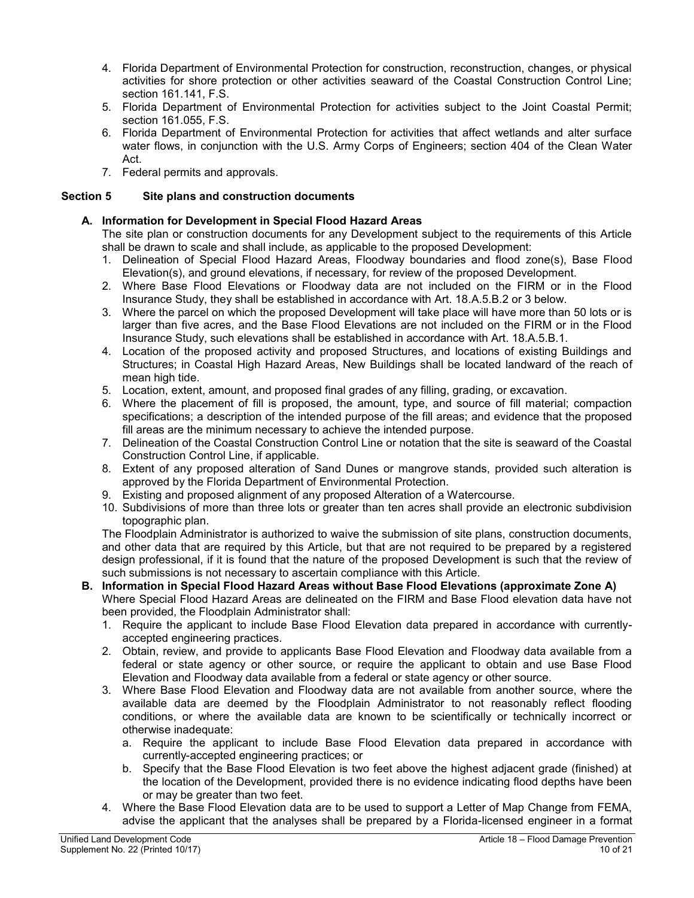4. Florida Department of Environmental Protection for construction, reconstruction, changes, or physical activities for shore protection or other activities seaward of the Coastal Construction Control Line; section 161.141, F.S.
5. Florida Department of Environmental Protection for activities subject to the Joint Coastal Permit; section 161.055, F.S.
6. Florida Department of Environmental Protection for activities that affect wetlands and alter surface water flows, in conjunction with the U.S. Army Corps of Engineers; section 404 of the Clean Water Act.
7. Federal permits and approvals.

## Section 5 Site plans and construction documents

### A. Information for Development in Special Flood Hazard Areas

The site plan or construction documents for any Development subject to the requirements of this Article shall be drawn to scale and shall include, as applicable to the proposed Development:

1. Delineation of Special Flood Hazard Areas, Floodway boundaries and flood zone(s), Base Flood Elevation(s), and ground elevations, if necessary, for review of the proposed Development.
2. Where Base Flood Elevations or Floodway data are not included on the FIRM or in the Flood Insurance Study, they shall be established in accordance with Art. 18.A.5.B.2 or 3 below.
3. Where the parcel on which the proposed Development will take place will have more than 50 lots or is larger than five acres, and the Base Flood Elevations are not included on the FIRM or in the Flood Insurance Study, such elevations shall be established in accordance with Art. 18.A.5.B.1.
4. Location of the proposed activity and proposed Structures, and locations of existing Buildings and Structures; in Coastal High Hazard Areas, New Buildings shall be located landward of the reach of mean high tide.
5. Location, extent, amount, and proposed final grades of any filling, grading, or excavation.
6. Where the placement of fill is proposed, the amount, type, and source of fill material; compaction specifications; a description of the intended purpose of the fill areas; and evidence that the proposed fill areas are the minimum necessary to achieve the intended purpose.
7. Delineation of the Coastal Construction Control Line or notation that the site is seaward of the Coastal Construction Control Line, if applicable.
8. Extent of any proposed alteration of Sand Dunes or mangrove stands, provided such alteration is approved by the Florida Department of Environmental Protection.
9. Existing and proposed alignment of any proposed Alteration of a Watercourse.
10. Subdivisions of more than three lots or greater than ten acres shall provide an electronic subdivision topographic plan.

The Floodplain Administrator is authorized to waive the submission of site plans, construction documents, and other data that are required by this Article, but that are not required to be prepared by a registered design professional, if it is found that the nature of the proposed Development is such that the review of such submissions is not necessary to ascertain compliance with this Article.

### B. Information in Special Flood Hazard Areas without Base Flood Elevations (approximate Zone A)

Where Special Flood Hazard Areas are delineated on the FIRM and Base Flood elevation data have not been provided, the Floodplain Administrator shall:

1. Require the applicant to include Base Flood Elevation data prepared in accordance with currently-accepted engineering practices.
2. Obtain, review, and provide to applicants Base Flood Elevation and Floodway data available from a federal or state agency or other source, or require the applicant to obtain and use Base Flood Elevation and Floodway data available from a federal or state agency or other source.
3. Where Base Flood Elevation and Floodway data are not available from another source, where the available data are deemed by the Floodplain Administrator to not reasonably reflect flooding conditions, or where the available data are known to be scientifically or technically incorrect or otherwise inadequate:
   a. Require the applicant to include Base Flood Elevation data prepared in accordance with currently-accepted engineering practices; or
   b. Specify that the Base Flood Elevation is two feet above the highest adjacent grade (finished) at the location of the Development, provided there is no evidence indicating flood depths have been or may be greater than two feet.
4. Where the Base Flood Elevation data are to be used to support a Letter of Map Change from FEMA, advise the applicant that the analyses shall be prepared by a Florida-licensed engineer in a format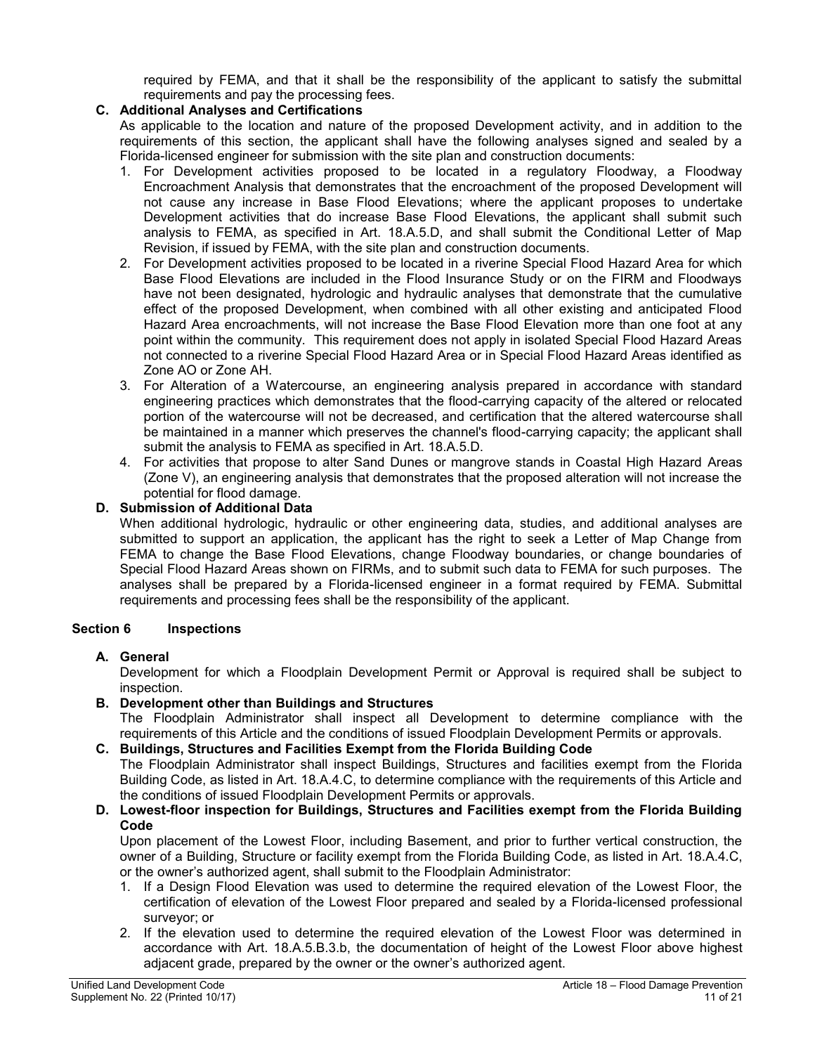required by FEMA, and that it shall be the responsibility of the applicant to satisfy the submittal requirements and pay the processing fees.

**C. Additional Analyses and Certifications**

As applicable to the location and nature of the proposed Development activity, and in addition to the requirements of this section, the applicant shall have the following analyses signed and sealed by a Florida-licensed engineer for submission with the site plan and construction documents:

1. For Development activities proposed to be located in a regulatory Floodway, a Floodway Encroachment Analysis that demonstrates that the encroachment of the proposed Development will not cause any increase in Base Flood Elevations; where the applicant proposes to undertake Development activities that do increase Base Flood Elevations, the applicant shall submit such analysis to FEMA, as specified in Art. 18.A.5.D, and shall submit the Conditional Letter of Map Revision, if issued by FEMA, with the site plan and construction documents.
2. For Development activities proposed to be located in a riverine Special Flood Hazard Area for which Base Flood Elevations are included in the Flood Insurance Study or on the FIRM and Floodways have not been designated, hydrologic and hydraulic analyses that demonstrate that the cumulative effect of the proposed Development, when combined with all other existing and anticipated Flood Hazard Area encroachments, will not increase the Base Flood Elevation more than one foot at any point within the community. This requirement does not apply in isolated Special Flood Hazard Areas not connected to a riverine Special Flood Hazard Area or in Special Flood Hazard Areas identified as Zone AO or Zone AH.
3. For Alteration of a Watercourse, an engineering analysis prepared in accordance with standard engineering practices which demonstrates that the flood-carrying capacity of the altered or relocated portion of the watercourse will not be decreased, and certification that the altered watercourse shall be maintained in a manner which preserves the channel's flood-carrying capacity; the applicant shall submit the analysis to FEMA as specified in Art. 18.A.5.D.
4. For activities that propose to alter Sand Dunes or mangrove stands in Coastal High Hazard Areas (Zone V), an engineering analysis that demonstrates that the proposed alteration will not increase the potential for flood damage.

**D. Submission of Additional Data**

When additional hydrologic, hydraulic or other engineering data, studies, and additional analyses are submitted to support an application, the applicant has the right to seek a Letter of Map Change from FEMA to change the Base Flood Elevations, change Floodway boundaries, or change boundaries of Special Flood Hazard Areas shown on FIRMs, and to submit such data to FEMA for such purposes. The analyses shall be prepared by a Florida-licensed engineer in a format required by FEMA. Submittal requirements and processing fees shall be the responsibility of the applicant.

## Section 6 Inspections

**A. General**

Development for which a Floodplain Development Permit or Approval is required shall be subject to inspection.

**B. Development other than Buildings and Structures**

The Floodplain Administrator shall inspect all Development to determine compliance with the requirements of this Article and the conditions of issued Floodplain Development Permits or approvals.

**C. Buildings, Structures and Facilities Exempt from the Florida Building Code**

The Floodplain Administrator shall inspect Buildings, Structures and facilities exempt from the Florida Building Code, as listed in Art. 18.A.4.C, to determine compliance with the requirements of this Article and the conditions of issued Floodplain Development Permits or approvals.

**D. Lowest-floor inspection for Buildings, Structures and Facilities exempt from the Florida Building Code**

Upon placement of the Lowest Floor, including Basement, and prior to further vertical construction, the owner of a Building, Structure or facility exempt from the Florida Building Code, as listed in Art. 18.A.4.C, or the owner's authorized agent, shall submit to the Floodplain Administrator:

1. If a Design Flood Elevation was used to determine the required elevation of the Lowest Floor, the certification of elevation of the Lowest Floor prepared and sealed by a Florida-licensed professional surveyor; or
2. If the elevation used to determine the required elevation of the Lowest Floor was determined in accordance with Art. 18.A.5.B.3.b, the documentation of height of the Lowest Floor above highest adjacent grade, prepared by the owner or the owner's authorized agent.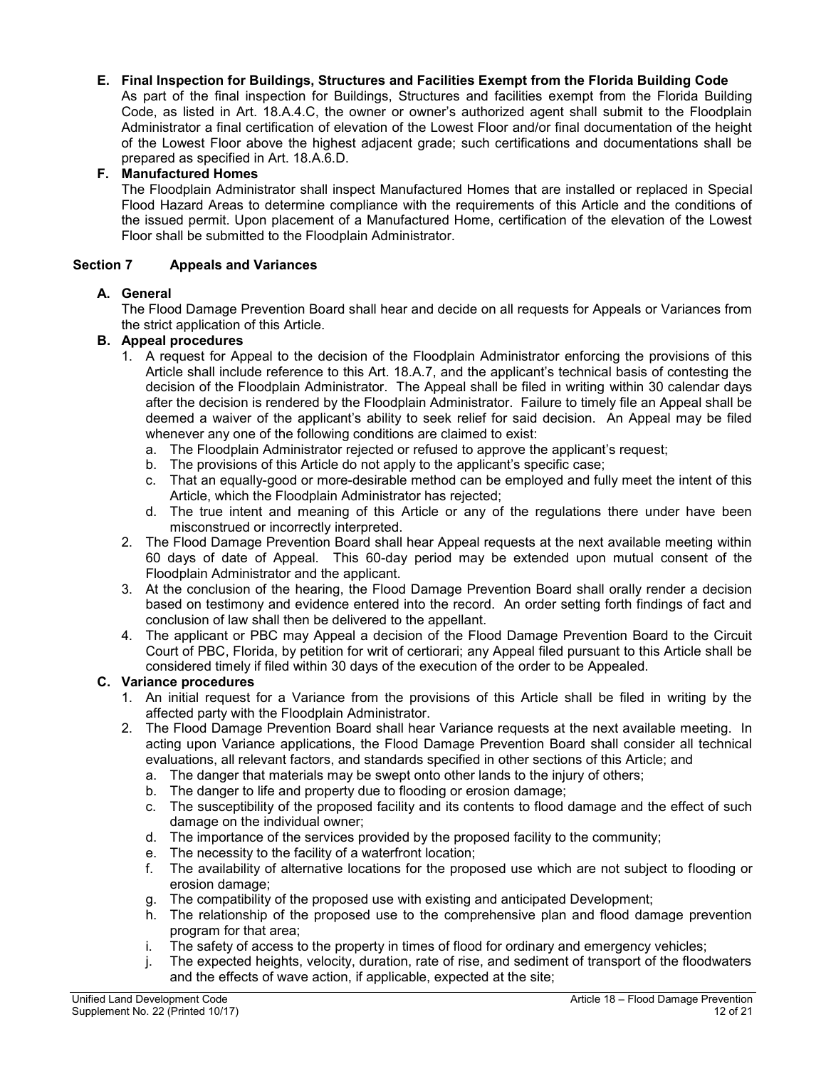**E. Final Inspection for Buildings, Structures and Facilities Exempt from the Florida Building Code**

As part of the final inspection for Buildings, Structures and facilities exempt from the Florida Building Code, as listed in Art. 18.A.4.C, the owner or owner's authorized agent shall submit to the Floodplain Administrator a final certification of elevation of the Lowest Floor and/or final documentation of the height of the Lowest Floor above the highest adjacent grade; such certifications and documentations shall be prepared as specified in Art. 18.A.6.D.

**F. Manufactured Homes**

The Floodplain Administrator shall inspect Manufactured Homes that are installed or replaced in Special Flood Hazard Areas to determine compliance with the requirements of this Article and the conditions of the issued permit. Upon placement of a Manufactured Home, certification of the elevation of the Lowest Floor shall be submitted to the Floodplain Administrator.

## Section 7 Appeals and Variances

**A. General**

The Flood Damage Prevention Board shall hear and decide on all requests for Appeals or Variances from the strict application of this Article.

**B. Appeal procedures**

1. A request for Appeal to the decision of the Floodplain Administrator enforcing the provisions of this Article shall include reference to this Art. 18.A.7, and the applicant's technical basis of contesting the decision of the Floodplain Administrator. The Appeal shall be filed in writing within 30 calendar days after the decision is rendered by the Floodplain Administrator. Failure to timely file an Appeal shall be deemed a waiver of the applicant's ability to seek relief for said decision. An Appeal may be filed whenever any one of the following conditions are claimed to exist:
   a. The Floodplain Administrator rejected or refused to approve the applicant's request;
   b. The provisions of this Article do not apply to the applicant's specific case;
   c. That an equally-good or more-desirable method can be employed and fully meet the intent of this Article, which the Floodplain Administrator has rejected;
   d. The true intent and meaning of this Article or any of the regulations there under have been misconstrued or incorrectly interpreted.
2. The Flood Damage Prevention Board shall hear Appeal requests at the next available meeting within 60 days of date of Appeal. This 60-day period may be extended upon mutual consent of the Floodplain Administrator and the applicant.
3. At the conclusion of the hearing, the Flood Damage Prevention Board shall orally render a decision based on testimony and evidence entered into the record. An order setting forth findings of fact and conclusion of law shall then be delivered to the appellant.
4. The applicant or PBC may Appeal a decision of the Flood Damage Prevention Board to the Circuit Court of PBC, Florida, by petition for writ of certiorari; any Appeal filed pursuant to this Article shall be considered timely if filed within 30 days of the execution of the order to be Appealed.

**C. Variance procedures**

1. An initial request for a Variance from the provisions of this Article shall be filed in writing by the affected party with the Floodplain Administrator.
2. The Flood Damage Prevention Board shall hear Variance requests at the next available meeting. In acting upon Variance applications, the Flood Damage Prevention Board shall consider all technical evaluations, all relevant factors, and standards specified in other sections of this Article; and
   a. The danger that materials may be swept onto other lands to the injury of others;
   b. The danger to life and property due to flooding or erosion damage;
   c. The susceptibility of the proposed facility and its contents to flood damage and the effect of such damage on the individual owner;
   d. The importance of the services provided by the proposed facility to the community;
   e. The necessity to the facility of a waterfront location;
   f. The availability of alternative locations for the proposed use which are not subject to flooding or erosion damage;
   g. The compatibility of the proposed use with existing and anticipated Development;
   h. The relationship of the proposed use to the comprehensive plan and flood damage prevention program for that area;
   i. The safety of access to the property in times of flood for ordinary and emergency vehicles;
   j. The expected heights, velocity, duration, rate of rise, and sediment of transport of the floodwaters and the effects of wave action, if applicable, expected at the site;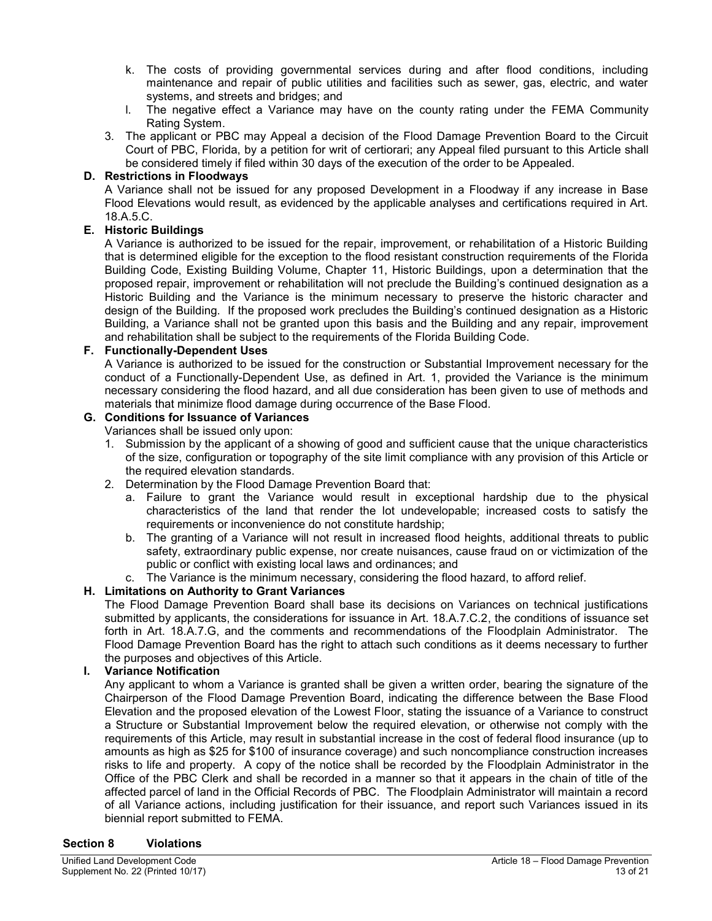k. The costs of providing governmental services during and after flood conditions, including maintenance and repair of public utilities and facilities such as sewer, gas, electric, and water systems, and streets and bridges; and
l. The negative effect a Variance may have on the county rating under the FEMA Community Rating System.

3. The applicant or PBC may Appeal a decision of the Flood Damage Prevention Board to the Circuit Court of PBC, Florida, by a petition for writ of certiorari; any Appeal filed pursuant to this Article shall be considered timely if filed within 30 days of the execution of the order to be Appealed.

**D. Restrictions in Floodways**

A Variance shall not be issued for any proposed Development in a Floodway if any increase in Base Flood Elevations would result, as evidenced by the applicable analyses and certifications required in Art. 18.A.5.C.

**E. Historic Buildings**

A Variance is authorized to be issued for the repair, improvement, or rehabilitation of a Historic Building that is determined eligible for the exception to the flood resistant construction requirements of the Florida Building Code, Existing Building Volume, Chapter 11, Historic Buildings, upon a determination that the proposed repair, improvement or rehabilitation will not preclude the Building's continued designation as a Historic Building and the Variance is the minimum necessary to preserve the historic character and design of the Building. If the proposed work precludes the Building's continued designation as a Historic Building, a Variance shall not be granted upon this basis and the Building and any repair, improvement and rehabilitation shall be subject to the requirements of the Florida Building Code.

**F. Functionally-Dependent Uses**

A Variance is authorized to be issued for the construction or Substantial Improvement necessary for the conduct of a Functionally-Dependent Use, as defined in Art. 1, provided the Variance is the minimum necessary considering the flood hazard, and all due consideration has been given to use of methods and materials that minimize flood damage during occurrence of the Base Flood.

**G. Conditions for Issuance of Variances**

Variances shall be issued only upon:

1. Submission by the applicant of a showing of good and sufficient cause that the unique characteristics of the size, configuration or topography of the site limit compliance with any provision of this Article or the required elevation standards.
2. Determination by the Flood Damage Prevention Board that:
   a. Failure to grant the Variance would result in exceptional hardship due to the physical characteristics of the land that render the lot undevelopable; increased costs to satisfy the requirements or inconvenience do not constitute hardship;
   b. The granting of a Variance will not result in increased flood heights, additional threats to public safety, extraordinary public expense, nor create nuisances, cause fraud on or victimization of the public or conflict with existing local laws and ordinances; and
   c. The Variance is the minimum necessary, considering the flood hazard, to afford relief.

**H. Limitations on Authority to Grant Variances**

The Flood Damage Prevention Board shall base its decisions on Variances on technical justifications submitted by applicants, the considerations for issuance in Art. 18.A.7.C.2, the conditions of issuance set forth in Art. 18.A.7.G, and the comments and recommendations of the Floodplain Administrator. The Flood Damage Prevention Board has the right to attach such conditions as it deems necessary to further the purposes and objectives of this Article.

**I. Variance Notification**

Any applicant to whom a Variance is granted shall be given a written order, bearing the signature of the Chairperson of the Flood Damage Prevention Board, indicating the difference between the Base Flood Elevation and the proposed elevation of the Lowest Floor, stating the issuance of a Variance to construct a Structure or Substantial Improvement below the required elevation, or otherwise not comply with the requirements of this Article, may result in substantial increase in the cost of federal flood insurance (up to amounts as high as $25 for $100 of insurance coverage) and such noncompliance construction increases risks to life and property. A copy of the notice shall be recorded by the Floodplain Administrator in the Office of the PBC Clerk and shall be recorded in a manner so that it appears in the chain of title of the affected parcel of land in the Official Records of PBC. The Floodplain Administrator will maintain a record of all Variance actions, including justification for their issuance, and report such Variances issued in its biennial report submitted to FEMA.

## Section 8 Violations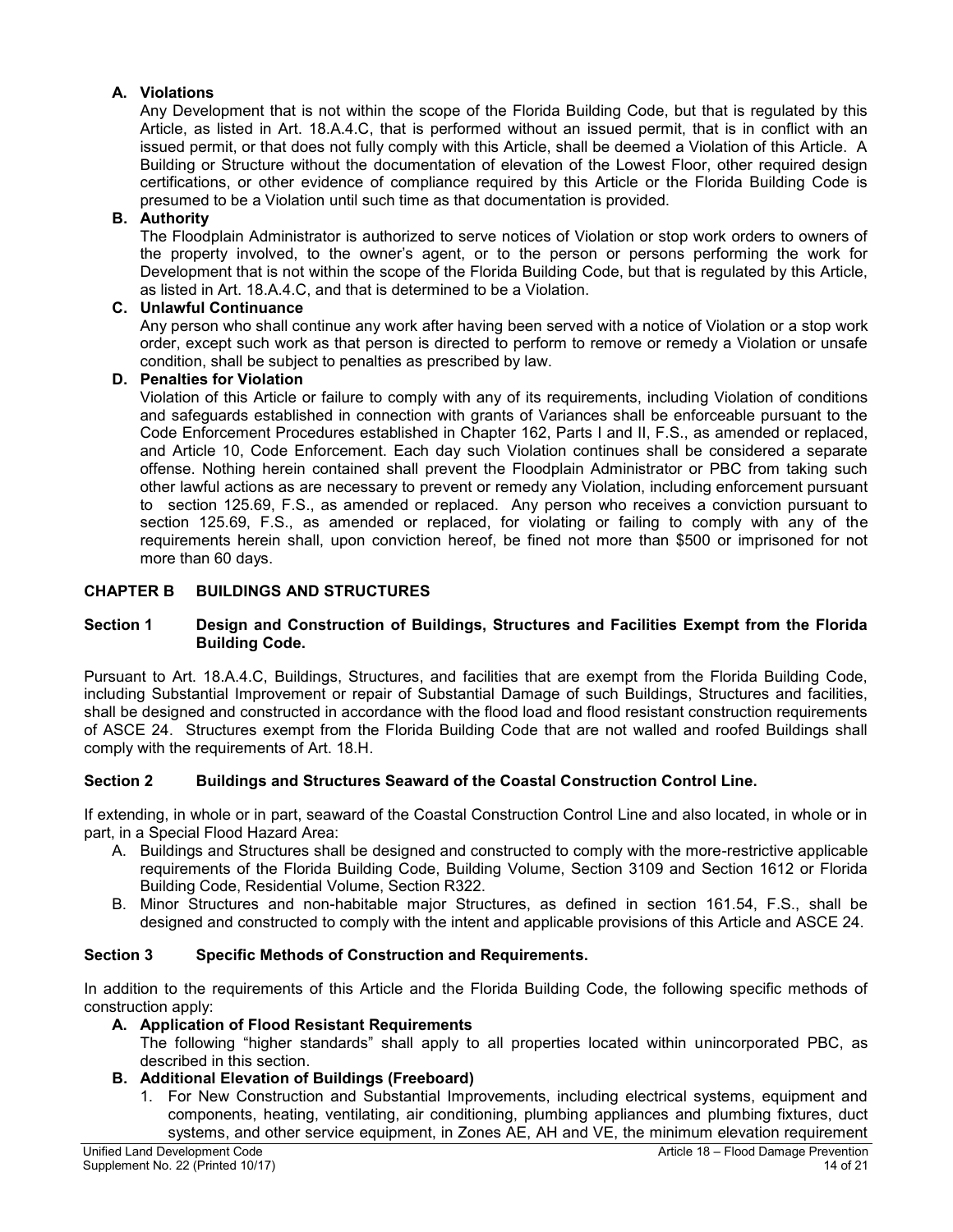**A. Violations**

Any Development that is not within the scope of the Florida Building Code, but that is regulated by this Article, as listed in Art. 18.A.4.C, that is performed without an issued permit, that is in conflict with an issued permit, or that does not fully comply with this Article, shall be deemed a Violation of this Article. A Building or Structure without the documentation of elevation of the Lowest Floor, other required design certifications, or other evidence of compliance required by this Article or the Florida Building Code is presumed to be a Violation until such time as that documentation is provided.

**B. Authority**

The Floodplain Administrator is authorized to serve notices of Violation or stop work orders to owners of the property involved, to the owner's agent, or to the person or persons performing the work for Development that is not within the scope of the Florida Building Code, but that is regulated by this Article, as listed in Art. 18.A.4.C, and that is determined to be a Violation.

**C. Unlawful Continuance**

Any person who shall continue any work after having been served with a notice of Violation or a stop work order, except such work as that person is directed to perform to remove or remedy a Violation or unsafe condition, shall be subject to penalties as prescribed by law.

**D. Penalties for Violation**

Violation of this Article or failure to comply with any of its requirements, including Violation of conditions and safeguards established in connection with grants of Variances shall be enforceable pursuant to the Code Enforcement Procedures established in Chapter 162, Parts I and II, F.S., as amended or replaced, and Article 10, Code Enforcement. Each day such Violation continues shall be considered a separate offense. Nothing herein contained shall prevent the Floodplain Administrator or PBC from taking such other lawful actions as are necessary to prevent or remedy any Violation, including enforcement pursuant to section 125.69, F.S., as amended or replaced. Any person who receives a conviction pursuant to section 125.69, F.S., as amended or replaced, for violating or failing to comply with any of the requirements herein shall, upon conviction hereof, be fined not more than $500 or imprisoned for not more than 60 days.

## CHAPTER B BUILDINGS AND STRUCTURES

### Section 1 Design and Construction of Buildings, Structures and Facilities Exempt from the Florida Building Code.

Pursuant to Art. 18.A.4.C, Buildings, Structures, and facilities that are exempt from the Florida Building Code, including Substantial Improvement or repair of Substantial Damage of such Buildings, Structures and facilities, shall be designed and constructed in accordance with the flood load and flood resistant construction requirements of ASCE 24. Structures exempt from the Florida Building Code that are not walled and roofed Buildings shall comply with the requirements of Art. 18.H.

### Section 2 Buildings and Structures Seaward of the Coastal Construction Control Line.

If extending, in whole or in part, seaward of the Coastal Construction Control Line and also located, in whole or in part, in a Special Flood Hazard Area:

A. Buildings and Structures shall be designed and constructed to comply with the more-restrictive applicable requirements of the Florida Building Code, Building Volume, Section 3109 and Section 1612 or Florida Building Code, Residential Volume, Section R322.

B. Minor Structures and non-habitable major Structures, as defined in section 161.54, F.S., shall be designed and constructed to comply with the intent and applicable provisions of this Article and ASCE 24.

### Section 3 Specific Methods of Construction and Requirements.

In addition to the requirements of this Article and the Florida Building Code, the following specific methods of construction apply:

**A. Application of Flood Resistant Requirements**

The following "higher standards" shall apply to all properties located within unincorporated PBC, as described in this section.

**B. Additional Elevation of Buildings (Freeboard)**

1. For New Construction and Substantial Improvements, including electrical systems, equipment and components, heating, ventilating, air conditioning, plumbing appliances and plumbing fixtures, duct systems, and other service equipment, in Zones AE, AH and VE, the minimum elevation requirement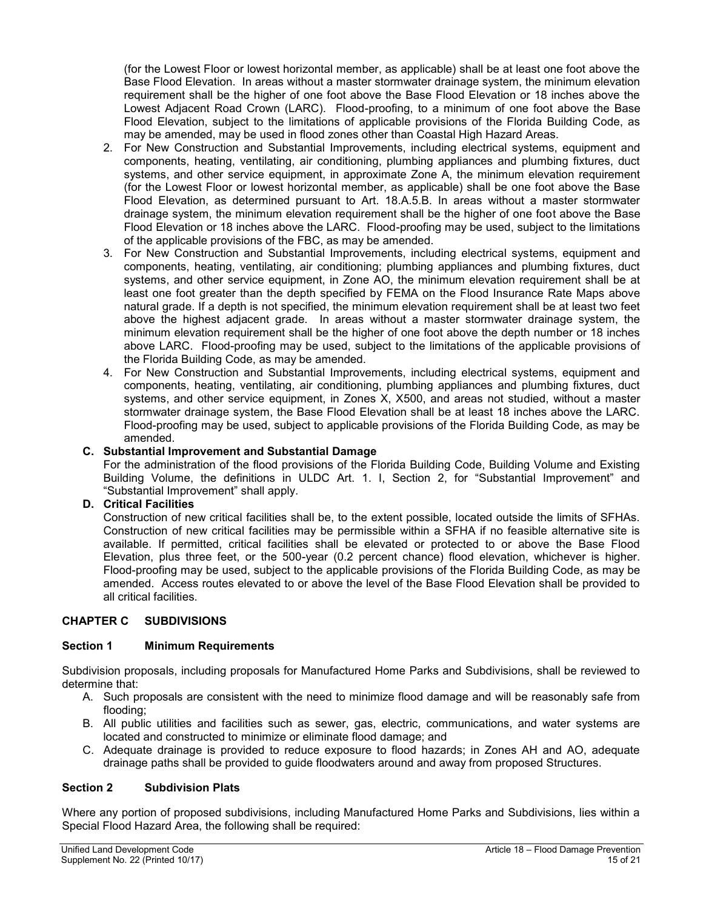(for the Lowest Floor or lowest horizontal member, as applicable) shall be at least one foot above the Base Flood Elevation. In areas without a master stormwater drainage system, the minimum elevation requirement shall be the higher of one foot above the Base Flood Elevation or 18 inches above the Lowest Adjacent Road Crown (LARC). Flood-proofing, to a minimum of one foot above the Base Flood Elevation, subject to the limitations of applicable provisions of the Florida Building Code, as may be amended, may be used in flood zones other than Coastal High Hazard Areas.

2. For New Construction and Substantial Improvements, including electrical systems, equipment and components, heating, ventilating, air conditioning, plumbing appliances and plumbing fixtures, duct systems, and other service equipment, in approximate Zone A, the minimum elevation requirement (for the Lowest Floor or lowest horizontal member, as applicable) shall be one foot above the Base Flood Elevation, as determined pursuant to Art. 18.A.5.B. In areas without a master stormwater drainage system, the minimum elevation requirement shall be the higher of one foot above the Base Flood Elevation or 18 inches above the LARC. Flood-proofing may be used, subject to the limitations of the applicable provisions of the FBC, as may be amended.
3. For New Construction and Substantial Improvements, including electrical systems, equipment and components, heating, ventilating, air conditioning; plumbing appliances and plumbing fixtures, duct systems, and other service equipment, in Zone AO, the minimum elevation requirement shall be at least one foot greater than the depth specified by FEMA on the Flood Insurance Rate Maps above natural grade. If a depth is not specified, the minimum elevation requirement shall be at least two feet above the highest adjacent grade. In areas without a master stormwater drainage system, the minimum elevation requirement shall be the higher of one foot above the depth number or 18 inches above LARC. Flood-proofing may be used, subject to the limitations of the applicable provisions of the Florida Building Code, as may be amended.
4. For New Construction and Substantial Improvements, including electrical systems, equipment and components, heating, ventilating, air conditioning, plumbing appliances and plumbing fixtures, duct systems, and other service equipment, in Zones X, X500, and areas not studied, without a master stormwater drainage system, the Base Flood Elevation shall be at least 18 inches above the LARC. Flood-proofing may be used, subject to applicable provisions of the Florida Building Code, as may be amended.

**C. Substantial Improvement and Substantial Damage**

For the administration of the flood provisions of the Florida Building Code, Building Volume and Existing Building Volume, the definitions in ULDC Art. 1. I, Section 2, for "Substantial Improvement" and "Substantial Improvement" shall apply.

**D. Critical Facilities**

Construction of new critical facilities shall be, to the extent possible, located outside the limits of SFHAs. Construction of new critical facilities may be permissible within a SFHA if no feasible alternative site is available. If permitted, critical facilities shall be elevated or protected to or above the Base Flood Elevation, plus three feet, or the 500-year (0.2 percent chance) flood elevation, whichever is higher. Flood-proofing may be used, subject to the applicable provisions of the Florida Building Code, as may be amended. Access routes elevated to or above the level of the Base Flood Elevation shall be provided to all critical facilities.

## CHAPTER C SUBDIVISIONS

### Section 1 Minimum Requirements

Subdivision proposals, including proposals for Manufactured Home Parks and Subdivisions, shall be reviewed to determine that:

A. Such proposals are consistent with the need to minimize flood damage and will be reasonably safe from flooding;
B. All public utilities and facilities such as sewer, gas, electric, communications, and water systems are located and constructed to minimize or eliminate flood damage; and
C. Adequate drainage is provided to reduce exposure to flood hazards; in Zones AH and AO, adequate drainage paths shall be provided to guide floodwaters around and away from proposed Structures.

### Section 2 Subdivision Plats

Where any portion of proposed subdivisions, including Manufactured Home Parks and Subdivisions, lies within a Special Flood Hazard Area, the following shall be required: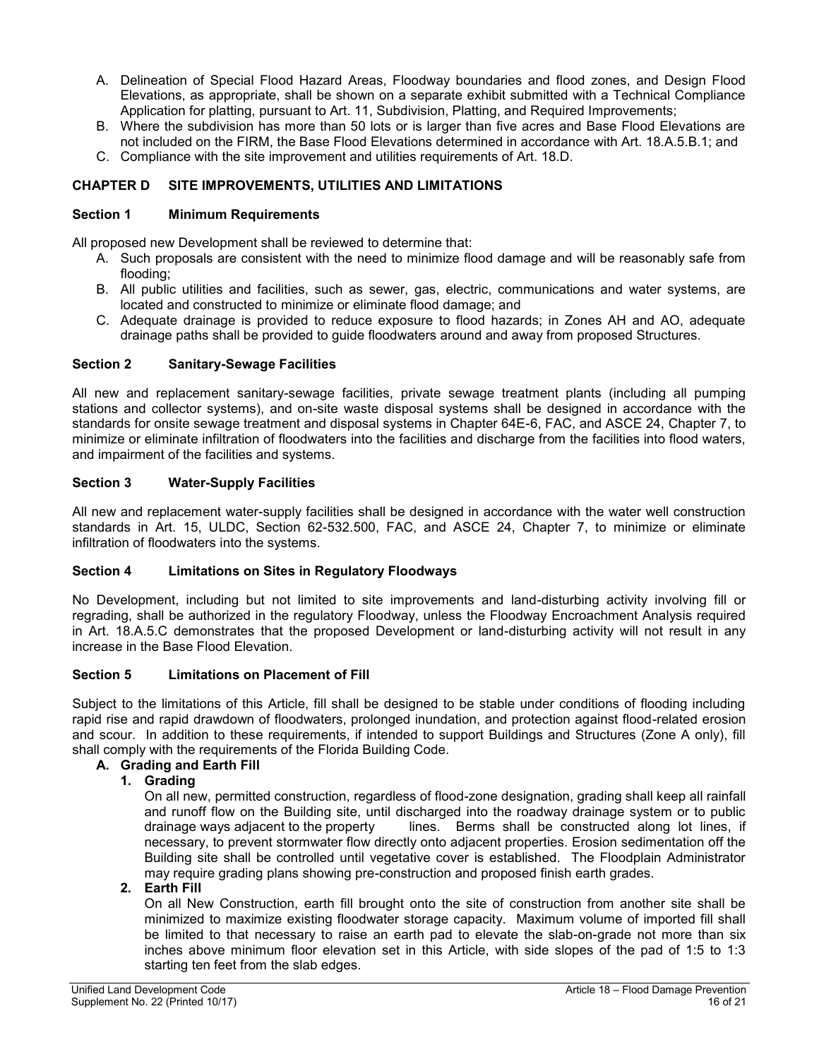A. Delineation of Special Flood Hazard Areas, Floodway boundaries and flood zones, and Design Flood Elevations, as appropriate, shall be shown on a separate exhibit submitted with a Technical Compliance Application for platting, pursuant to Art. 11, Subdivision, Platting, and Required Improvements;
B. Where the subdivision has more than 50 lots or is larger than five acres and Base Flood Elevations are not included on the FIRM, the Base Flood Elevations determined in accordance with Art. 18.A.5.B.1; and
C. Compliance with the site improvement and utilities requirements of Art. 18.D.

## CHAPTER D SITE IMPROVEMENTS, UTILITIES AND LIMITATIONS

### Section 1 Minimum Requirements

All proposed new Development shall be reviewed to determine that:

A. Such proposals are consistent with the need to minimize flood damage and will be reasonably safe from flooding;
B. All public utilities and facilities, such as sewer, gas, electric, communications and water systems, are located and constructed to minimize or eliminate flood damage; and
C. Adequate drainage is provided to reduce exposure to flood hazards; in Zones AH and AO, adequate drainage paths shall be provided to guide floodwaters around and away from proposed Structures.

### Section 2 Sanitary-Sewage Facilities

All new and replacement sanitary-sewage facilities, private sewage treatment plants (including all pumping stations and collector systems), and on-site waste disposal systems shall be designed in accordance with the standards for onsite sewage treatment and disposal systems in Chapter 64E-6, FAC, and ASCE 24, Chapter 7, to minimize or eliminate infiltration of floodwaters into the facilities and discharge from the facilities into flood waters, and impairment of the facilities and systems.

### Section 3 Water-Supply Facilities

All new and replacement water-supply facilities shall be designed in accordance with the water well construction standards in Art. 15, ULDC, Section 62-532.500, FAC, and ASCE 24, Chapter 7, to minimize or eliminate infiltration of floodwaters into the systems.

### Section 4 Limitations on Sites in Regulatory Floodways

No Development, including but not limited to site improvements and land-disturbing activity involving fill or regrading, shall be authorized in the regulatory Floodway, unless the Floodway Encroachment Analysis required in Art. 18.A.5.C demonstrates that the proposed Development or land-disturbing activity will not result in any increase in the Base Flood Elevation.

### Section 5 Limitations on Placement of Fill

Subject to the limitations of this Article, fill shall be designed to be stable under conditions of flooding including rapid rise and rapid drawdown of floodwaters, prolonged inundation, and protection against flood-related erosion and scour. In addition to these requirements, if intended to support Buildings and Structures (Zone A only), fill shall comply with the requirements of the Florida Building Code.

**A. Grading and Earth Fill**

**1. Grading**

On all new, permitted construction, regardless of flood-zone designation, grading shall keep all rainfall and runoff flow on the Building site, until discharged into the roadway drainage system or to public drainage ways adjacent to the property lines. Berms shall be constructed along lot lines, if necessary, to prevent stormwater flow directly onto adjacent properties. Erosion sedimentation off the Building site shall be controlled until vegetative cover is established. The Floodplain Administrator may require grading plans showing pre-construction and proposed finish earth grades.

**2. Earth Fill**

On all New Construction, earth fill brought onto the site of construction from another site shall be minimized to maximize existing floodwater storage capacity. Maximum volume of imported fill shall be limited to that necessary to raise an earth pad to elevate the slab-on-grade not more than six inches above minimum floor elevation set in this Article, with side slopes of the pad of 1:5 to 1:3 starting ten feet from the slab edges.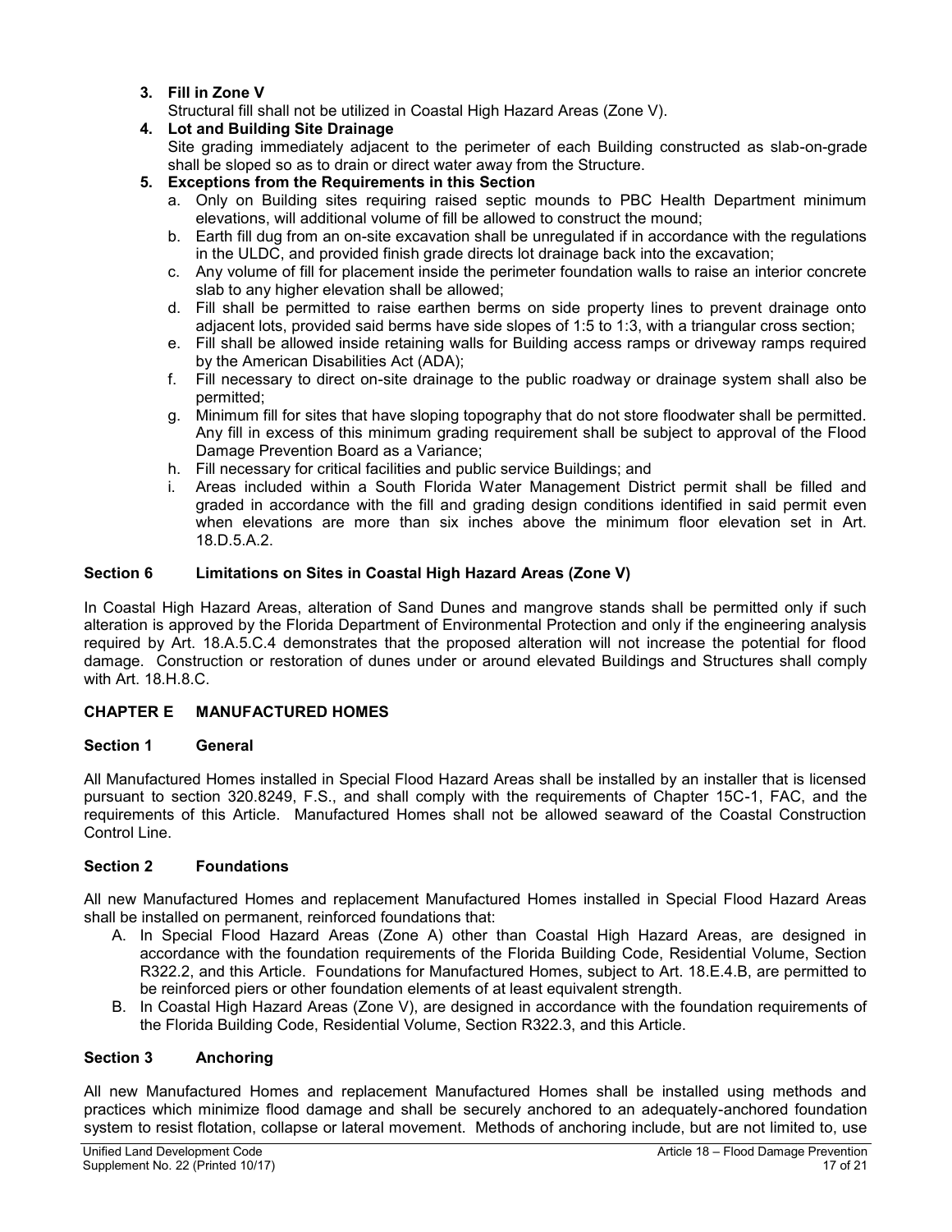3. **Fill in Zone V**
   Structural fill shall not be utilized in Coastal High Hazard Areas (Zone V).
4. **Lot and Building Site Drainage**
   Site grading immediately adjacent to the perimeter of each Building constructed as slab-on-grade shall be sloped so as to drain or direct water away from the Structure.
5. **Exceptions from the Requirements in this Section**
   a. Only on Building sites requiring raised septic mounds to PBC Health Department minimum elevations, will additional volume of fill be allowed to construct the mound;
   b. Earth fill dug from an on-site excavation shall be unregulated if in accordance with the regulations in the ULDC, and provided finish grade directs lot drainage back into the excavation;
   c. Any volume of fill for placement inside the perimeter foundation walls to raise an interior concrete slab to any higher elevation shall be allowed;
   d. Fill shall be permitted to raise earthen berms on side property lines to prevent drainage onto adjacent lots, provided said berms have side slopes of 1:5 to 1:3, with a triangular cross section;
   e. Fill shall be allowed inside retaining walls for Building access ramps or driveway ramps required by the American Disabilities Act (ADA);
   f. Fill necessary to direct on-site drainage to the public roadway or drainage system shall also be permitted;
   g. Minimum fill for sites that have sloping topography that do not store floodwater shall be permitted. Any fill in excess of this minimum grading requirement shall be subject to approval of the Flood Damage Prevention Board as a Variance;
   h. Fill necessary for critical facilities and public service Buildings; and
   i. Areas included within a South Florida Water Management District permit shall be filled and graded in accordance with the fill and grading design conditions identified in said permit even when elevations are more than six inches above the minimum floor elevation set in Art. 18.D.5.A.2.

### Section 6 Limitations on Sites in Coastal High Hazard Areas (Zone V)

In Coastal High Hazard Areas, alteration of Sand Dunes and mangrove stands shall be permitted only if such alteration is approved by the Florida Department of Environmental Protection and only if the engineering analysis required by Art. 18.A.5.C.4 demonstrates that the proposed alteration will not increase the potential for flood damage. Construction or restoration of dunes under or around elevated Buildings and Structures shall comply with Art. 18.H.8.C.

## CHAPTER E MANUFACTURED HOMES

### Section 1 General

All Manufactured Homes installed in Special Flood Hazard Areas shall be installed by an installer that is licensed pursuant to section 320.8249, F.S., and shall comply with the requirements of Chapter 15C-1, FAC, and the requirements of this Article. Manufactured Homes shall not be allowed seaward of the Coastal Construction Control Line.

### Section 2 Foundations

All new Manufactured Homes and replacement Manufactured Homes installed in Special Flood Hazard Areas shall be installed on permanent, reinforced foundations that:

A. In Special Flood Hazard Areas (Zone A) other than Coastal High Hazard Areas, are designed in accordance with the foundation requirements of the Florida Building Code, Residential Volume, Section R322.2, and this Article. Foundations for Manufactured Homes, subject to Art. 18.E.4.B, are permitted to be reinforced piers or other foundation elements of at least equivalent strength.
B. In Coastal High Hazard Areas (Zone V), are designed in accordance with the foundation requirements of the Florida Building Code, Residential Volume, Section R322.3, and this Article.

### Section 3 Anchoring

All new Manufactured Homes and replacement Manufactured Homes shall be installed using methods and practices which minimize flood damage and shall be securely anchored to an adequately-anchored foundation system to resist flotation, collapse or lateral movement. Methods of anchoring include, but are not limited to, use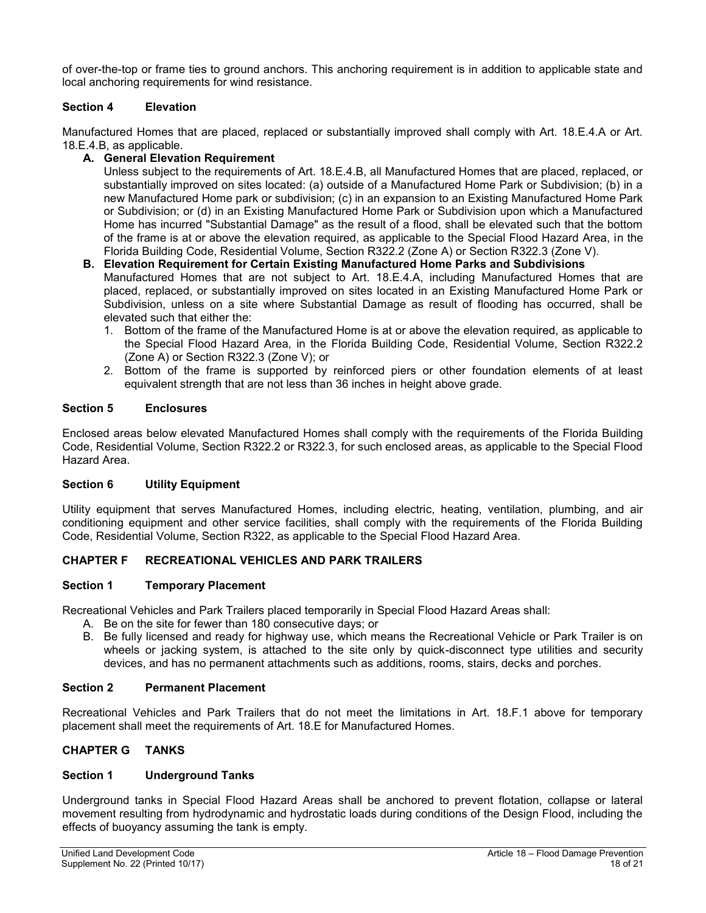of over-the-top or frame ties to ground anchors. This anchoring requirement is in addition to applicable state and local anchoring requirements for wind resistance.

### Section 4 Elevation

Manufactured Homes that are placed, replaced or substantially improved shall comply with Art. 18.E.4.A or Art. 18.E.4.B, as applicable.

**A. General Elevation Requirement**

Unless subject to the requirements of Art. 18.E.4.B, all Manufactured Homes that are placed, replaced, or substantially improved on sites located: (a) outside of a Manufactured Home Park or Subdivision; (b) in a new Manufactured Home park or subdivision; (c) in an expansion to an Existing Manufactured Home Park or Subdivision; or (d) in an Existing Manufactured Home Park or Subdivision upon which a Manufactured Home has incurred "Substantial Damage" as the result of a flood, shall be elevated such that the bottom of the frame is at or above the elevation required, as applicable to the Special Flood Hazard Area, in the Florida Building Code, Residential Volume, Section R322.2 (Zone A) or Section R322.3 (Zone V).

**B. Elevation Requirement for Certain Existing Manufactured Home Parks and Subdivisions**

Manufactured Homes that are not subject to Art. 18.E.4.A, including Manufactured Homes that are placed, replaced, or substantially improved on sites located in an Existing Manufactured Home Park or Subdivision, unless on a site where Substantial Damage as result of flooding has occurred, shall be elevated such that either the:

1. Bottom of the frame of the Manufactured Home is at or above the elevation required, as applicable to the Special Flood Hazard Area, in the Florida Building Code, Residential Volume, Section R322.2 (Zone A) or Section R322.3 (Zone V); or
2. Bottom of the frame is supported by reinforced piers or other foundation elements of at least equivalent strength that are not less than 36 inches in height above grade.

### Section 5 Enclosures

Enclosed areas below elevated Manufactured Homes shall comply with the requirements of the Florida Building Code, Residential Volume, Section R322.2 or R322.3, for such enclosed areas, as applicable to the Special Flood Hazard Area.

### Section 6 Utility Equipment

Utility equipment that serves Manufactured Homes, including electric, heating, ventilation, plumbing, and air conditioning equipment and other service facilities, shall comply with the requirements of the Florida Building Code, Residential Volume, Section R322, as applicable to the Special Flood Hazard Area.

## CHAPTER F RECREATIONAL VEHICLES AND PARK TRAILERS

### Section 1 Temporary Placement

Recreational Vehicles and Park Trailers placed temporarily in Special Flood Hazard Areas shall:

A. Be on the site for fewer than 180 consecutive days; or

B. Be fully licensed and ready for highway use, which means the Recreational Vehicle or Park Trailer is on wheels or jacking system, is attached to the site only by quick-disconnect type utilities and security devices, and has no permanent attachments such as additions, rooms, stairs, decks and porches.

### Section 2 Permanent Placement

Recreational Vehicles and Park Trailers that do not meet the limitations in Art. 18.F.1 above for temporary placement shall meet the requirements of Art. 18.E for Manufactured Homes.

## CHAPTER G TANKS

### Section 1 Underground Tanks

Underground tanks in Special Flood Hazard Areas shall be anchored to prevent flotation, collapse or lateral movement resulting from hydrodynamic and hydrostatic loads during conditions of the Design Flood, including the effects of buoyancy assuming the tank is empty.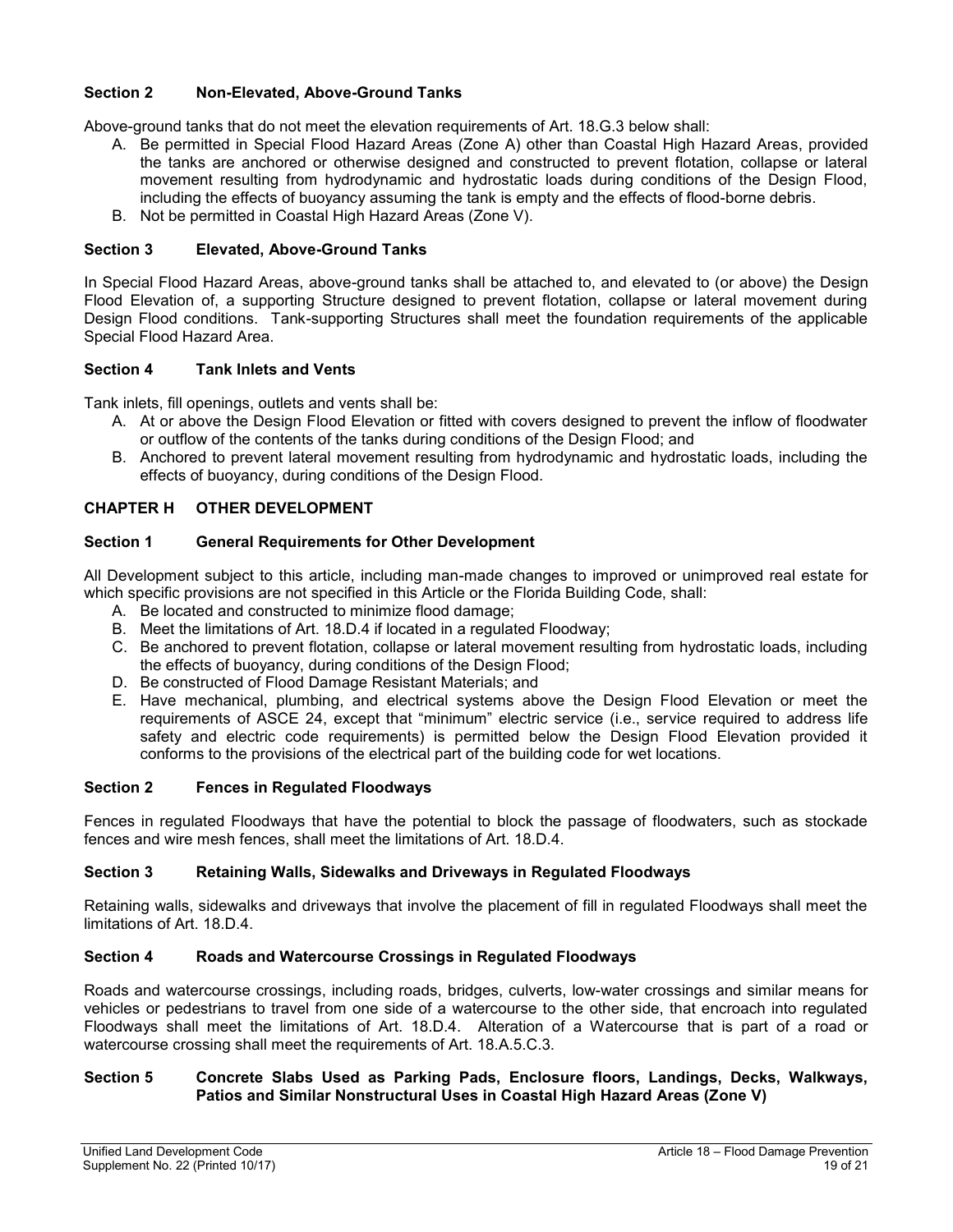### Section 2 Non-Elevated, Above-Ground Tanks

Above-ground tanks that do not meet the elevation requirements of Art. 18.G.3 below shall:

A. Be permitted in Special Flood Hazard Areas (Zone A) other than Coastal High Hazard Areas, provided the tanks are anchored or otherwise designed and constructed to prevent flotation, collapse or lateral movement resulting from hydrodynamic and hydrostatic loads during conditions of the Design Flood, including the effects of buoyancy assuming the tank is empty and the effects of flood-borne debris.
B. Not be permitted in Coastal High Hazard Areas (Zone V).

### Section 3 Elevated, Above-Ground Tanks

In Special Flood Hazard Areas, above-ground tanks shall be attached to, and elevated to (or above) the Design Flood Elevation of, a supporting Structure designed to prevent flotation, collapse or lateral movement during Design Flood conditions. Tank-supporting Structures shall meet the foundation requirements of the applicable Special Flood Hazard Area.

### Section 4 Tank Inlets and Vents

Tank inlets, fill openings, outlets and vents shall be:

A. At or above the Design Flood Elevation or fitted with covers designed to prevent the inflow of floodwater or outflow of the contents of the tanks during conditions of the Design Flood; and
B. Anchored to prevent lateral movement resulting from hydrodynamic and hydrostatic loads, including the effects of buoyancy, during conditions of the Design Flood.

## CHAPTER H OTHER DEVELOPMENT

### Section 1 General Requirements for Other Development

All Development subject to this article, including man-made changes to improved or unimproved real estate for which specific provisions are not specified in this Article or the Florida Building Code, shall:

A. Be located and constructed to minimize flood damage;
B. Meet the limitations of Art. 18.D.4 if located in a regulated Floodway;
C. Be anchored to prevent flotation, collapse or lateral movement resulting from hydrostatic loads, including the effects of buoyancy, during conditions of the Design Flood;
D. Be constructed of Flood Damage Resistant Materials; and
E. Have mechanical, plumbing, and electrical systems above the Design Flood Elevation or meet the requirements of ASCE 24, except that "minimum" electric service (i.e., service required to address life safety and electric code requirements) is permitted below the Design Flood Elevation provided it conforms to the provisions of the electrical part of the building code for wet locations.

### Section 2 Fences in Regulated Floodways

Fences in regulated Floodways that have the potential to block the passage of floodwaters, such as stockade fences and wire mesh fences, shall meet the limitations of Art. 18.D.4.

### Section 3 Retaining Walls, Sidewalks and Driveways in Regulated Floodways

Retaining walls, sidewalks and driveways that involve the placement of fill in regulated Floodways shall meet the limitations of Art. 18.D.4.

### Section 4 Roads and Watercourse Crossings in Regulated Floodways

Roads and watercourse crossings, including roads, bridges, culverts, low-water crossings and similar means for vehicles or pedestrians to travel from one side of a watercourse to the other side, that encroach into regulated Floodways shall meet the limitations of Art. 18.D.4. Alteration of a Watercourse that is part of a road or watercourse crossing shall meet the requirements of Art. 18.A.5.C.3.

### Section 5 Concrete Slabs Used as Parking Pads, Enclosure floors, Landings, Decks, Walkways, Patios and Similar Nonstructural Uses in Coastal High Hazard Areas (Zone V)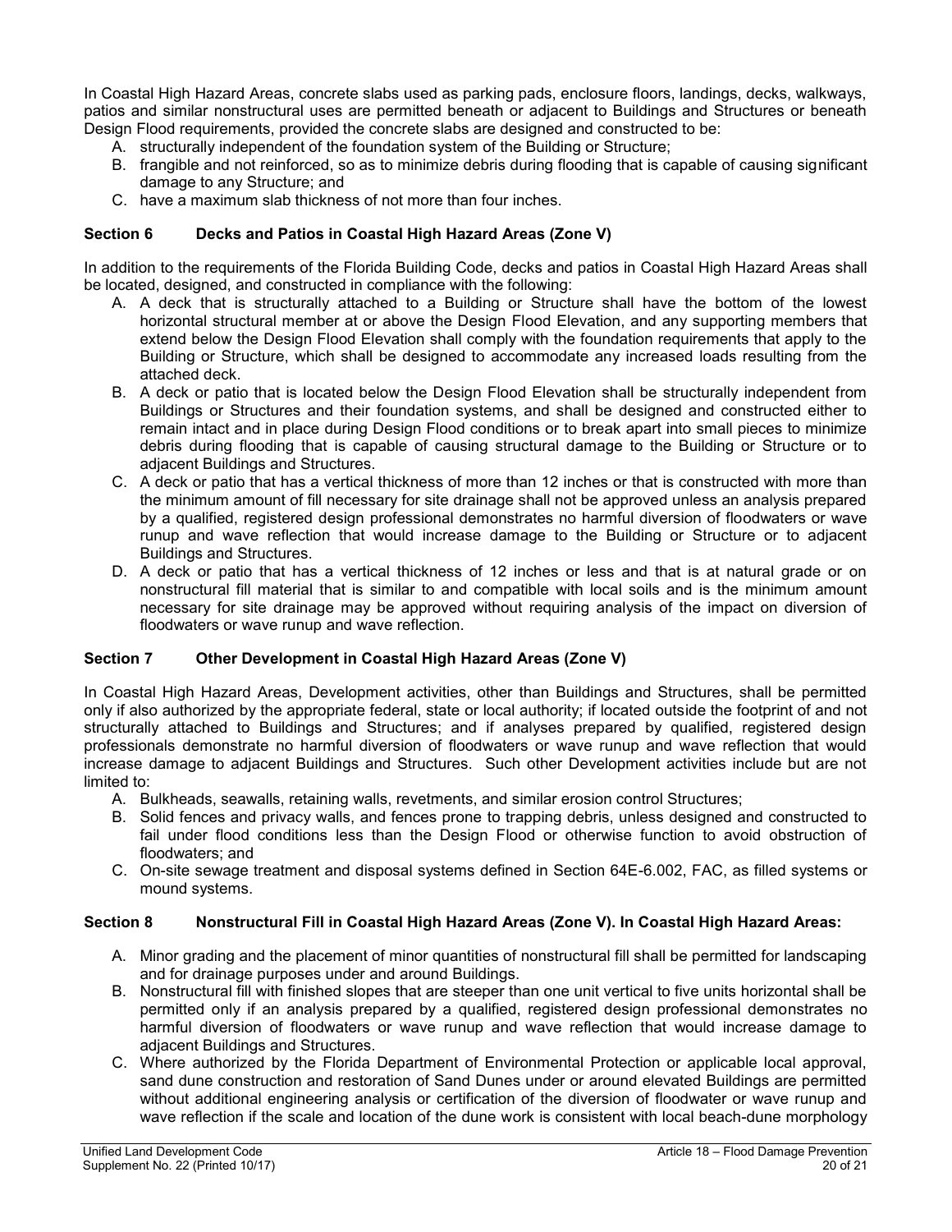In Coastal High Hazard Areas, concrete slabs used as parking pads, enclosure floors, landings, decks, walkways, patios and similar nonstructural uses are permitted beneath or adjacent to Buildings and Structures or beneath Design Flood requirements, provided the concrete slabs are designed and constructed to be:

A. structurally independent of the foundation system of the Building or Structure;
B. frangible and not reinforced, so as to minimize debris during flooding that is capable of causing significant damage to any Structure; and
C. have a maximum slab thickness of not more than four inches.

### Section 6 Decks and Patios in Coastal High Hazard Areas (Zone V)

In addition to the requirements of the Florida Building Code, decks and patios in Coastal High Hazard Areas shall be located, designed, and constructed in compliance with the following:

A. A deck that is structurally attached to a Building or Structure shall have the bottom of the lowest horizontal structural member at or above the Design Flood Elevation, and any supporting members that extend below the Design Flood Elevation shall comply with the foundation requirements that apply to the Building or Structure, which shall be designed to accommodate any increased loads resulting from the attached deck.
B. A deck or patio that is located below the Design Flood Elevation shall be structurally independent from Buildings or Structures and their foundation systems, and shall be designed and constructed either to remain intact and in place during Design Flood conditions or to break apart into small pieces to minimize debris during flooding that is capable of causing structural damage to the Building or Structure or to adjacent Buildings and Structures.
C. A deck or patio that has a vertical thickness of more than 12 inches or that is constructed with more than the minimum amount of fill necessary for site drainage shall not be approved unless an analysis prepared by a qualified, registered design professional demonstrates no harmful diversion of floodwaters or wave runup and wave reflection that would increase damage to the Building or Structure or to adjacent Buildings and Structures.
D. A deck or patio that has a vertical thickness of 12 inches or less and that is at natural grade or on nonstructural fill material that is similar to and compatible with local soils and is the minimum amount necessary for site drainage may be approved without requiring analysis of the impact on diversion of floodwaters or wave runup and wave reflection.

### Section 7 Other Development in Coastal High Hazard Areas (Zone V)

In Coastal High Hazard Areas, Development activities, other than Buildings and Structures, shall be permitted only if also authorized by the appropriate federal, state or local authority; if located outside the footprint of and not structurally attached to Buildings and Structures; and if analyses prepared by qualified, registered design professionals demonstrate no harmful diversion of floodwaters or wave runup and wave reflection that would increase damage to adjacent Buildings and Structures. Such other Development activities include but are not limited to:

A. Bulkheads, seawalls, retaining walls, revetments, and similar erosion control Structures;
B. Solid fences and privacy walls, and fences prone to trapping debris, unless designed and constructed to fail under flood conditions less than the Design Flood or otherwise function to avoid obstruction of floodwaters; and
C. On-site sewage treatment and disposal systems defined in Section 64E-6.002, FAC, as filled systems or mound systems.

### Section 8 Nonstructural Fill in Coastal High Hazard Areas (Zone V). In Coastal High Hazard Areas:

A. Minor grading and the placement of minor quantities of nonstructural fill shall be permitted for landscaping and for drainage purposes under and around Buildings.
B. Nonstructural fill with finished slopes that are steeper than one unit vertical to five units horizontal shall be permitted only if an analysis prepared by a qualified, registered design professional demonstrates no harmful diversion of floodwaters or wave runup and wave reflection that would increase damage to adjacent Buildings and Structures.
C. Where authorized by the Florida Department of Environmental Protection or applicable local approval, sand dune construction and restoration of Sand Dunes under or around elevated Buildings are permitted without additional engineering analysis or certification of the diversion of floodwater or wave runup and wave reflection if the scale and location of the dune work is consistent with local beach-dune morphology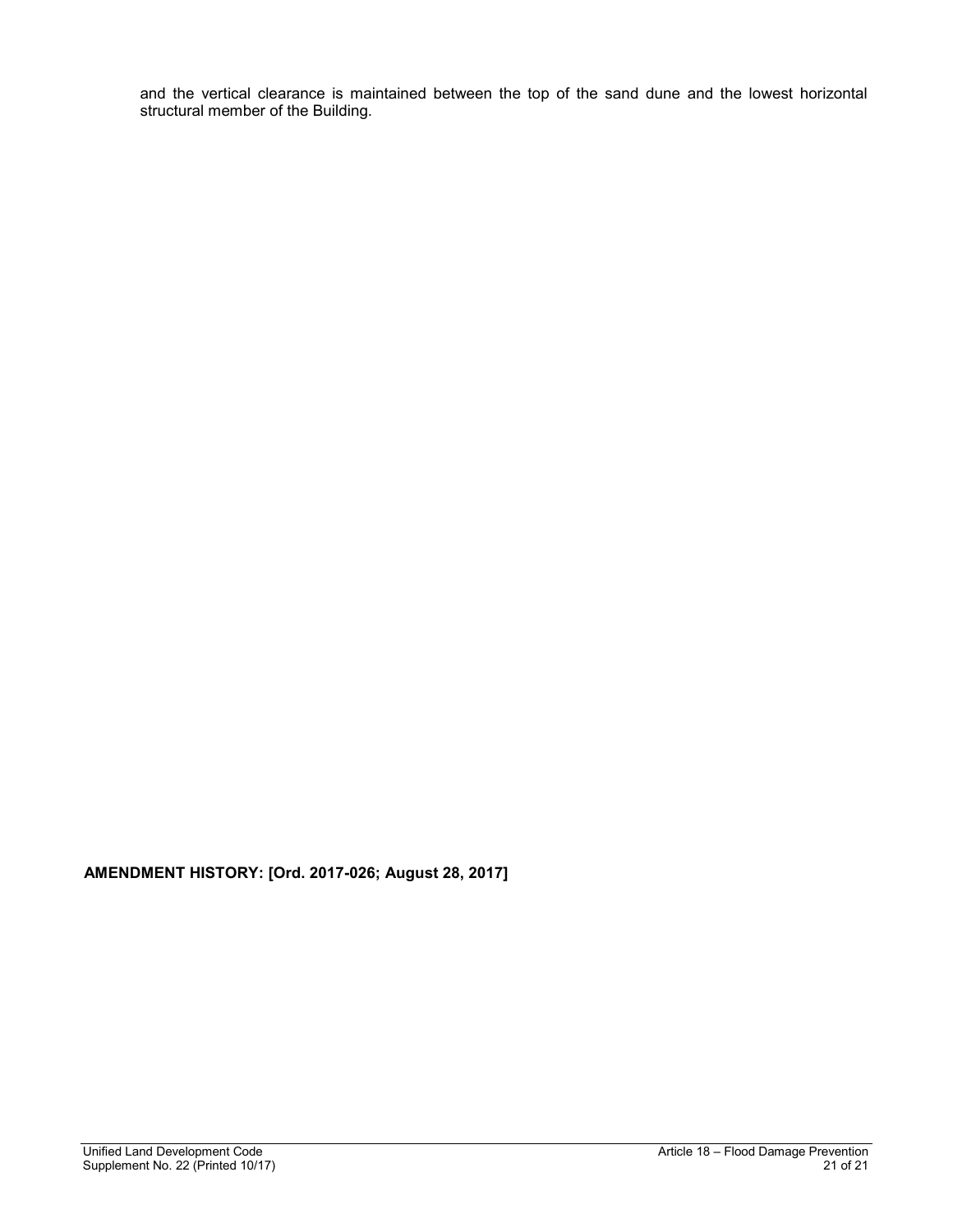and the vertical clearance is maintained between the top of the sand dune and the lowest horizontal structural member of the Building.

**AMENDMENT HISTORY: [Ord. 2017-026; August 28, 2017]**